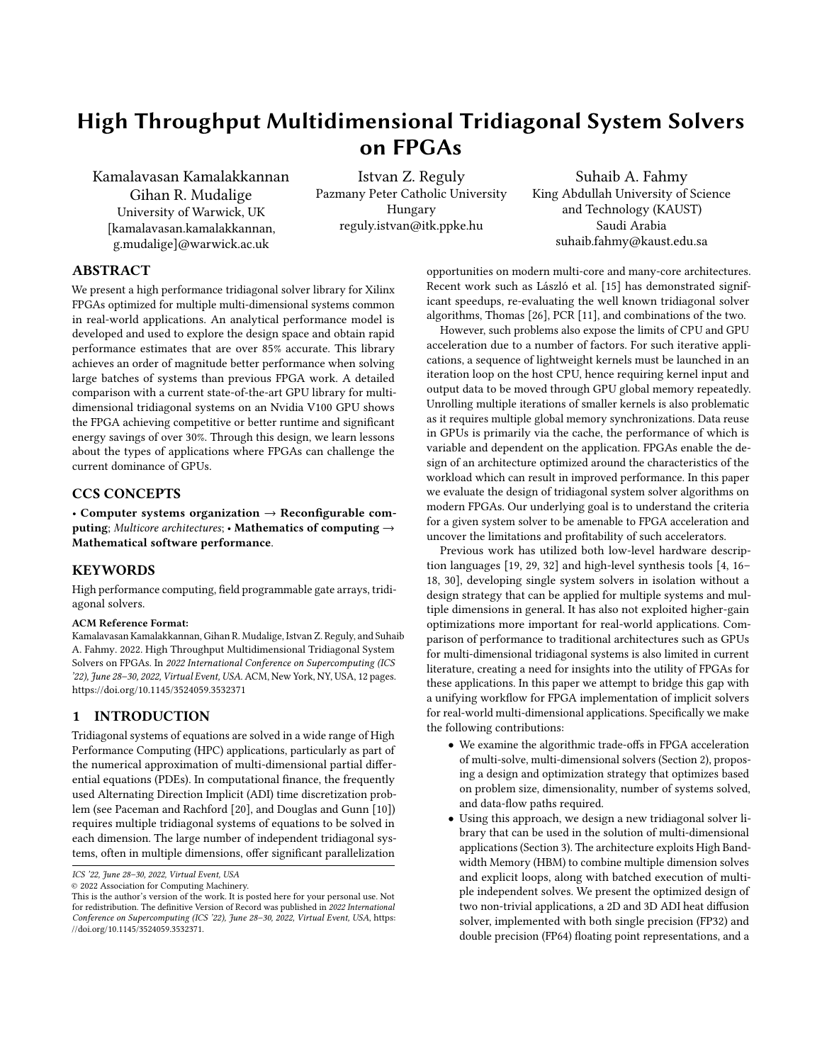# High Throughput Multidimensional Tridiagonal System Solvers on FPGAs

Kamalavasan Kamalakkannan
Gihan R. Mudalige
University of Warwick, UK
[kamalavasan.kamalakkannan, g.mudalige]@warwick.ac.uk

Istvan Z. Reguly
Pazmany Peter Catholic University
Hungary
reguly.istvan@itk.ppke.hu

Suhaib A. Fahmy
King Abdullah University of Science and Technology (KAUST)
Saudi Arabia
suhaib.fahmy@kaust.edu.sa

## ABSTRACT

We present a high performance tridiagonal solver library for Xilinx FPGAs optimized for multiple multi-dimensional systems common in real-world applications. An analytical performance model is developed and used to explore the design space and obtain rapid performance estimates that are over 85% accurate. This library achieves an order of magnitude better performance when solving large batches of systems than previous FPGA work. A detailed comparison with a current state-of-the-art GPU library for multi-dimensional tridiagonal systems on an Nvidia V100 GPU shows the FPGA achieving competitive or better runtime and significant energy savings of over 30%. Through this design, we learn lessons about the types of applications where FPGAs can challenge the current dominance of GPUs.

## CCS CONCEPTS

• **Computer systems organization** → **Reconfigurable computing**; *Multicore architectures*; • **Mathematics of computing** → **Mathematical software performance**.

## KEYWORDS

High performance computing, field programmable gate arrays, tridiagonal solvers.

**ACM Reference Format:**
Kamalavasan Kamalakkannan, Gihan R. Mudalige, Istvan Z. Reguly, and Suhaib A. Fahmy. 2022. High Throughput Multidimensional Tridiagonal System Solvers on FPGAs. In *2022 International Conference on Supercomputing (ICS '22), June 28–30, 2022, Virtual Event, USA.* ACM, New York, NY, USA, 12 pages. https://doi.org/10.1145/3524059.3532371

## 1 INTRODUCTION

Tridiagonal systems of equations are solved in a wide range of High Performance Computing (HPC) applications, particularly as part of the numerical approximation of multi-dimensional partial differential equations (PDEs). In computational finance, the frequently used Alternating Direction Implicit (ADI) time discretization problem (see Paceman and Rachford [20], and Douglas and Gunn [10]) requires multiple tridiagonal systems of equations to be solved in each dimension. The large number of independent tridiagonal systems, often in multiple dimensions, offer significant parallelization opportunities on modern multi-core and many-core architectures. Recent work such as László et al. [15] has demonstrated significant speedups, re-evaluating the well known tridiagonal solver algorithms, Thomas [26], PCR [11], and combinations of the two.

However, such problems also expose the limits of CPU and GPU acceleration due to a number of factors. For such iterative applications, a sequence of lightweight kernels must be launched in an iteration loop on the host CPU, hence requiring kernel input and output data to be moved through GPU global memory repeatedly. Unrolling multiple iterations of smaller kernels is also problematic as it requires multiple global memory synchronizations. Data reuse in GPUs is primarily via the cache, the performance of which is variable and dependent on the application. FPGAs enable the design of an architecture optimized around the characteristics of the workload which can result in improved performance. In this paper we evaluate the design of tridiagonal system solver algorithms on modern FPGAs. Our underlying goal is to understand the criteria for a given system solver to be amenable to FPGA acceleration and uncover the limitations and profitability of such accelerators.

Previous work has utilized both low-level hardware description languages [19, 29, 32] and high-level synthesis tools [4, 16–18, 30], developing single system solvers in isolation without a design strategy that can be applied for multiple systems and multiple dimensions in general. It has also not exploited higher-gain optimizations more important for real-world applications. Comparison of performance to traditional architectures such as GPUs for multi-dimensional tridiagonal systems is also limited in current literature, creating a need for insights into the utility of FPGAs for these applications. In this paper we attempt to bridge this gap with a unifying workflow for FPGA implementation of implicit solvers for real-world multi-dimensional applications. Specifically we make the following contributions:

- We examine the algorithmic trade-offs in FPGA acceleration of multi-solve, multi-dimensional solvers (Section 2), proposing a design and optimization strategy that optimizes based on problem size, dimensionality, number of systems solved, and data-flow paths required.
- Using this approach, we design a new tridiagonal solver library that can be used in the solution of multi-dimensional applications (Section 3). The architecture exploits High Bandwidth Memory (HBM) to combine multiple dimension solves and explicit loops, along with batched execution of multiple independent solves. We present the optimized design of two non-trivial applications, a 2D and 3D ADI heat diffusion solver, implemented with both single precision (FP32) and double precision (FP64) floating point representations, and a

*ICS '22, June 28–30, 2022, Virtual Event, USA*
© 2022 Association for Computing Machinery.
This is the author's version of the work. It is posted here for your personal use. Not for redistribution. The definitive Version of Record was published in *2022 International Conference on Supercomputing (ICS '22), June 28–30, 2022, Virtual Event, USA*, https://doi.org/10.1145/3524059.3532371.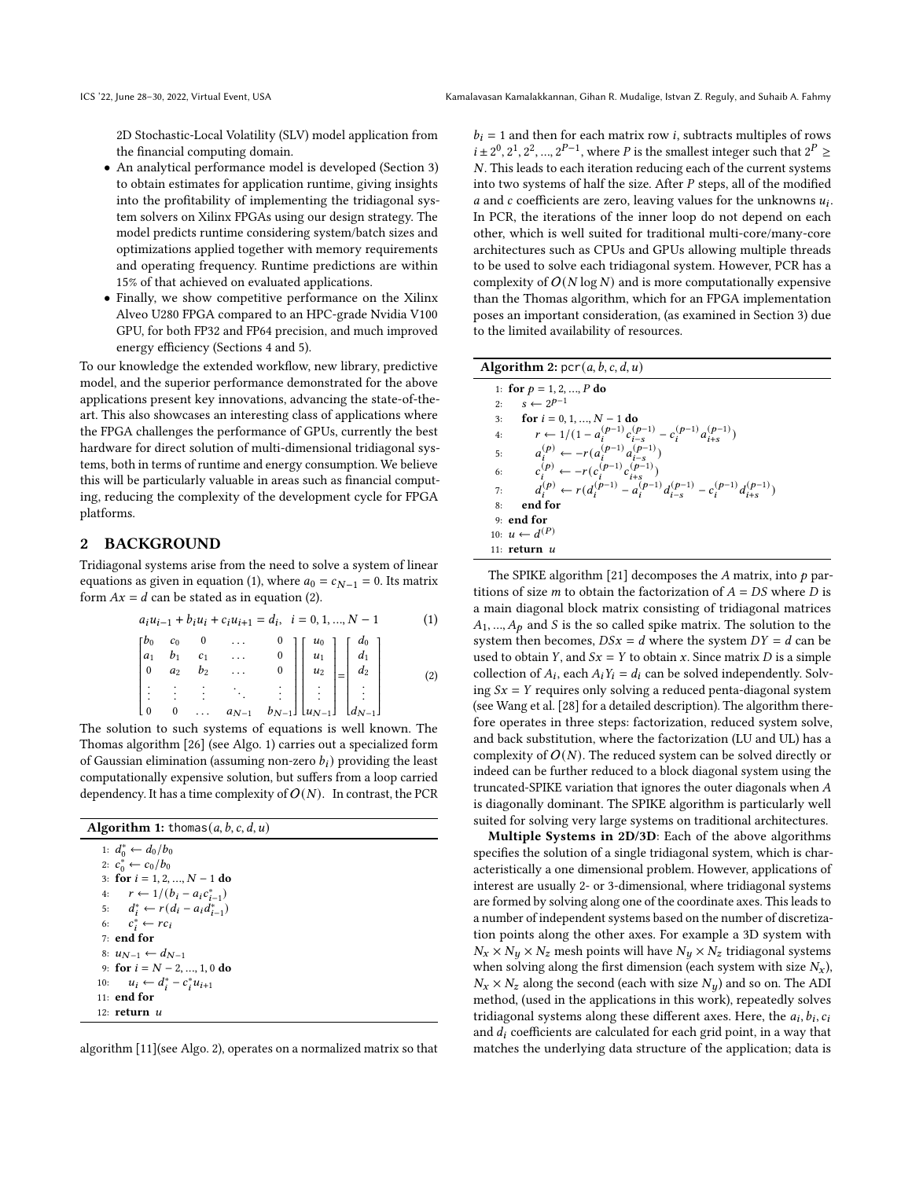2D Stochastic-Local Volatility (SLV) model application from the financial computing domain.

- An analytical performance model is developed (Section 3) to obtain estimates for application runtime, giving insights into the profitability of implementing the tridiagonal system solvers on Xilinx FPGAs using our design strategy. The model predicts runtime considering system/batch sizes and optimizations applied together with memory requirements and operating frequency. Runtime predictions are within 15% of that achieved on evaluated applications.
- Finally, we show competitive performance on the Xilinx Alveo U280 FPGA compared to an HPC-grade Nvidia V100 GPU, for both FP32 and FP64 precision, and much improved energy efficiency (Sections 4 and 5).

To our knowledge the extended workflow, new library, predictive model, and the superior performance demonstrated for the above applications present key innovations, advancing the state-of-the-art. This also showcases an interesting class of applications where the FPGA challenges the performance of GPUs, currently the best hardware for direct solution of multi-dimensional tridiagonal systems, both in terms of runtime and energy consumption. We believe this will be particularly valuable in areas such as financial computing, reducing the complexity of the development cycle for FPGA platforms.

## 2 BACKGROUND

Tridiagonal systems arise from the need to solve a system of linear equations as given in equation (1), where $a_0 = c_{N-1} = 0$. Its matrix form $Ax = d$ can be stated as in equation (2).

$$a_i u_{i-1} + b_i u_i + c_i u_{i+1} = d_i, \quad i = 0, 1, ..., N-1 \tag{1}$$

$$\begin{bmatrix} b_0 & c_0 & 0 & \dots & 0 \\ a_1 & b_1 & c_1 & \dots & 0 \\ 0 & a_2 & b_2 & \dots & 0 \\ \vdots & \vdots & \vdots & \ddots & \vdots \\ 0 & 0 & \dots & a_{N-1} & b_{N-1} \end{bmatrix} \begin{bmatrix} u_0 \\ u_1 \\ u_2 \\ \vdots \\ u_{N-1} \end{bmatrix} = \begin{bmatrix} d_0 \\ d_1 \\ d_2 \\ \vdots \\ d_{N-1} \end{bmatrix} \tag{2}$$

The solution to such systems of equations is well known. The Thomas algorithm [26] (see Algo. 1) carries out a specialized form of Gaussian elimination (assuming non-zero $b_i$) providing the least computationally expensive solution, but suffers from a loop carried dependency. It has a time complexity of $O(N)$. In contrast, the PCR algorithm [11](see Algo. 2), operates on a normalized matrix so that $b_i = 1$ and then for each matrix row $i$, subtracts multiples of rows $i \pm 2^0, 2^1, 2^2, ..., 2^{P-1}$, where $P$ is the smallest integer such that $2^P \geq N$. This leads to each iteration reducing each of the current systems into two systems of half the size. After $P$ steps, all of the modified $a$ and $c$ coefficients are zero, leaving values for the unknowns $u_i$. In PCR, the iterations of the inner loop do not depend on each other, which is well suited for traditional multi-core/many-core architectures such as CPUs and GPUs allowing multiple threads to be used to solve each tridiagonal system. However, PCR has a complexity of $O(N \log N)$ and is more computationally expensive than the Thomas algorithm, which for an FPGA implementation poses an important consideration, (as examined in Section 3) due to the limited availability of resources.

**Algorithm 1:** thomas$(a, b, c, d, u)$

```
1:  d*_0 ← d_0/b_0
2:  c*_0 ← c_0/b_0
3:  for i = 1, 2, ..., N − 1 do
4:      r ← 1/(b_i − a_i c*_{i−1})
5:      d*_i ← r(d_i − a_i d*_{i−1})
6:      c*_i ← r c_i
7:  end for
8:  u_{N−1} ← d_{N−1}
9:  for i = N − 2, ..., 1, 0 do
10:     u_i ← d*_i − c*_i u_{i+1}
11: end for
12: return u
```

**Algorithm 2:** pcr$(a, b, c, d, u)$

```
1:  for p = 1, 2, ..., P do
2:      s ← 2^{p−1}
3:      for i = 0, 1, ..., N − 1 do
4:          r ← 1/(1 − a_i^{(p−1)} c_{i−s}^{(p−1)} − c_i^{(p−1)} a_{i+s}^{(p−1)})
5:          a_i^{(p)} ← −r(a_i^{(p−1)} a_{i−s}^{(p−1)})
6:          c_i^{(p)} ← −r(c_i^{(p−1)} c_{i+s}^{(p−1)})
7:          d_i^{(p)} ← r(d_i^{(p−1)} − a_i^{(p−1)} d_{i−s}^{(p−1)} − c_i^{(p−1)} d_{i+s}^{(p−1)})
8:      end for
9:  end for
10: u ← d^{(P)}
11: return u
```

The SPIKE algorithm [21] decomposes the $A$ matrix, into $p$ partitions of size $m$ to obtain the factorization of $A = DS$ where $D$ is a main diagonal block matrix consisting of tridiagonal matrices $A_1, ..., A_p$ and $S$ is the so called spike matrix. The solution to the system then becomes, $DSx = d$ where the system $DY = d$ can be used to obtain $Y$, and $Sx = Y$ to obtain $x$. Since matrix $D$ is a simple collection of $A_i$, each $A_i Y_i = d_i$ can be solved independently. Solving $Sx = Y$ requires only solving a reduced penta-diagonal system (see Wang et al. [28] for a detailed description). The algorithm therefore operates in three steps: factorization, reduced system solve, and back substitution, where the factorization (LU and UL) has a complexity of $O(N)$. The reduced system can be solved directly or indeed can be further reduced to a block diagonal system using the truncated-SPIKE variation that ignores the outer diagonals when $A$ is diagonally dominant. The SPIKE algorithm is particularly well suited for solving very large systems on traditional architectures.

**Multiple Systems in 2D/3D**: Each of the above algorithms specifies the solution of a single tridiagonal system, which is characteristically a one dimensional problem. However, applications of interest are usually 2- or 3-dimensional, where tridiagonal systems are formed by solving along one of the coordinate axes. This leads to a number of independent systems based on the number of discretization points along the other axes. For example a 3D system with $N_x \times N_y \times N_z$ mesh points will have $N_y \times N_z$ tridiagonal systems when solving along the first dimension (each system with size $N_x$), $N_x \times N_z$ along the second (each with size $N_y$) and so on. The ADI method, (used in the applications in this work), repeatedly solves tridiagonal systems along these different axes. Here, the $a_i, b_i, c_i$ and $d_i$ coefficients are calculated for each grid point, in a way that matches the underlying data structure of the application; data is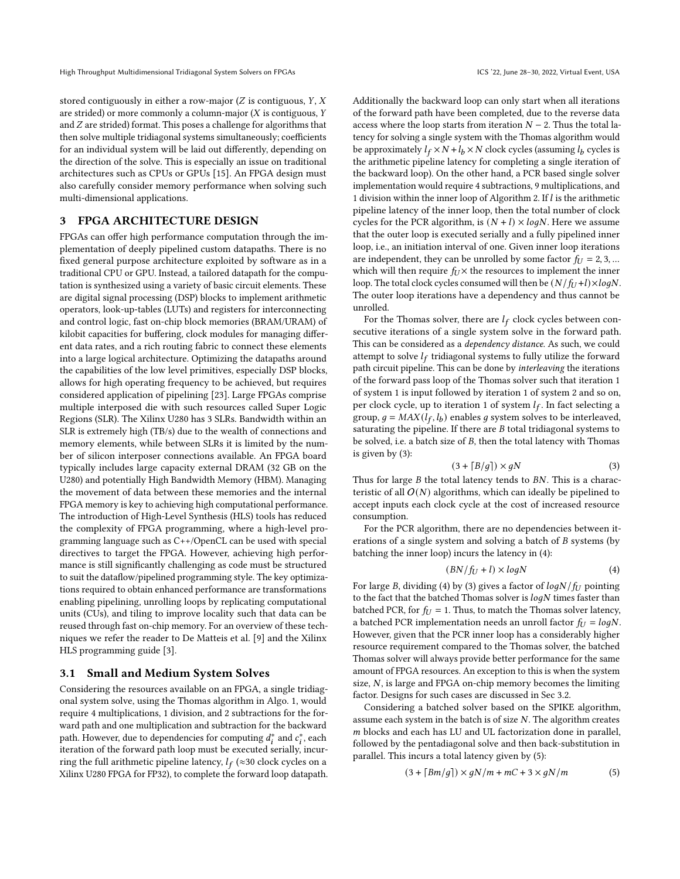stored contiguously in either a row-major ($Z$ is contiguous, $Y$, $X$ are strided) or more commonly a column-major ($X$ is contiguous, $Y$ and $Z$ are strided) format. This poses a challenge for algorithms that then solve multiple tridiagonal systems simultaneously; coefficients for an individual system will be laid out differently, depending on the direction of the solve. This is especially an issue on traditional architectures such as CPUs or GPUs [15]. An FPGA design must also carefully consider memory performance when solving such multi-dimensional applications.

## 3 FPGA ARCHITECTURE DESIGN

FPGAs can offer high performance computation through the implementation of deeply pipelined custom datapaths. There is no fixed general purpose architecture exploited by software as in a traditional CPU or GPU. Instead, a tailored datapath for the computation is synthesized using a variety of basic circuit elements. These are digital signal processing (DSP) blocks to implement arithmetic operators, look-up-tables (LUTs) and registers for interconnecting and control logic, fast on-chip block memories (BRAM/URAM) of kilobit capacities for buffering, clock modules for managing different data rates, and a rich routing fabric to connect these elements into a large logical architecture. Optimizing the datapaths around the capabilities of the low level primitives, especially DSP blocks, allows for high operating frequency to be achieved, but requires considered application of pipelining [23]. Large FPGAs comprise multiple interposed die with such resources called Super Logic Regions (SLR). The Xilinx U280 has 3 SLRs. Bandwidth within an SLR is extremely high (TB/s) due to the wealth of connections and memory elements, while between SLRs it is limited by the number of silicon interposer connections available. An FPGA board typically includes large capacity external DRAM (32 GB on the U280) and potentially High Bandwidth Memory (HBM). Managing the movement of data between these memories and the internal FPGA memory is key to achieving high computational performance. The introduction of High-Level Synthesis (HLS) tools has reduced the complexity of FPGA programming, where a high-level programming language such as C++/OpenCL can be used with special directives to target the FPGA. However, achieving high performance is still significantly challenging as code must be structured to suit the dataflow/pipelined programming style. The key optimizations required to obtain enhanced performance are transformations enabling pipelining, unrolling loops by replicating computational units (CUs), and tiling to improve locality such that data can be reused through fast on-chip memory. For an overview of these techniques we refer the reader to De Matteis et al. [9] and the Xilinx HLS programming guide [3].

### 3.1 Small and Medium System Solves

Considering the resources available on an FPGA, a single tridiagonal system solve, using the Thomas algorithm in Algo. 1, would require 4 multiplications, 1 division, and 2 subtractions for the forward path and one multiplication and subtraction for the backward path. However, due to dependencies for computing $d_i^*$ and $c_i^*$, each iteration of the forward path loop must be executed serially, incurring the full arithmetic pipeline latency, $l_f$ ($\approx$30 clock cycles on a Xilinx U280 FPGA for FP32), to complete the forward loop datapath. Additionally the backward loop can only start when all iterations of the forward path have been completed, due to the reverse data access where the loop starts from iteration $N-2$. Thus the total latency for solving a single system with the Thomas algorithm would be approximately $l_f \times N + l_b \times N$ clock cycles (assuming $l_b$ cycles is the arithmetic pipeline latency for completing a single iteration of the backward loop). On the other hand, a PCR based single solver implementation would require 4 subtractions, 9 multiplications, and 1 division within the inner loop of Algorithm 2. If $l$ is the arithmetic pipeline latency of the inner loop, then the total number of clock cycles for the PCR algorithm, is $(N + l) \times logN$. Here we assume that the outer loop is executed serially and a fully pipelined inner loop, i.e., an initiation interval of one. Given inner loop iterations are independent, they can be unrolled by some factor $f_U = 2, 3, ...$ which will then require $f_U\times$ the resources to implement the inner loop. The total clock cycles consumed will then be $(N/f_U + l)\times logN$. The outer loop iterations have a dependency and thus cannot be unrolled.

For the Thomas solver, there are $l_f$ clock cycles between consecutive iterations of a single system solve in the forward path. This can be considered as a *dependency distance*. As such, we could attempt to solve $l_f$ tridiagonal systems to fully utilize the forward path circuit pipeline. This can be done by *interleaving* the iterations of the forward pass loop of the Thomas solver such that iteration 1 of system 1 is input followed by iteration 1 of system 2 and so on, per clock cycle, up to iteration 1 of system $l_f$. In fact selecting a group, $g = MAX(l_f, l_b)$ enables $g$ system solves to be interleaved, saturating the pipeline. If there are $B$ total tridiagonal systems to be solved, i.e. a batch size of $B$, then the total latency with Thomas is given by (3):

$$(3 + \lceil B/g \rceil) \times gN \tag{3}$$

Thus for large $B$ the total latency tends to $BN$. This is a characteristic of all $O(N)$ algorithms, which can ideally be pipelined to accept inputs each clock cycle at the cost of increased resource consumption.

For the PCR algorithm, there are no dependencies between iterations of a single system and solving a batch of $B$ systems (by batching the inner loop) incurs the latency in (4):

$$(BN/f_U + l) \times logN \tag{4}$$

For large $B$, dividing (4) by (3) gives a factor of $logN/f_U$ pointing to the fact that the batched Thomas solver is $logN$ times faster than batched PCR, for $f_U = 1$. Thus, to match the Thomas solver latency, a batched PCR implementation needs an unroll factor $f_U = logN$. However, given that the PCR inner loop has a considerably higher resource requirement compared to the Thomas solver, the batched Thomas solver will always provide better performance for the same amount of FPGA resources. An exception to this is when the system size, $N$, is large and FPGA on-chip memory becomes the limiting factor. Designs for such cases are discussed in Sec 3.2.

Considering a batched solver based on the SPIKE algorithm, assume each system in the batch is of size $N$. The algorithm creates $m$ blocks and each has LU and UL factorization done in parallel, followed by the pentadiagonal solve and then back-substitution in parallel. This incurs a total latency given by (5):

$$(3 + \lceil Bm/g \rceil) \times gN/m + mC + 3 \times gN/m \tag{5}$$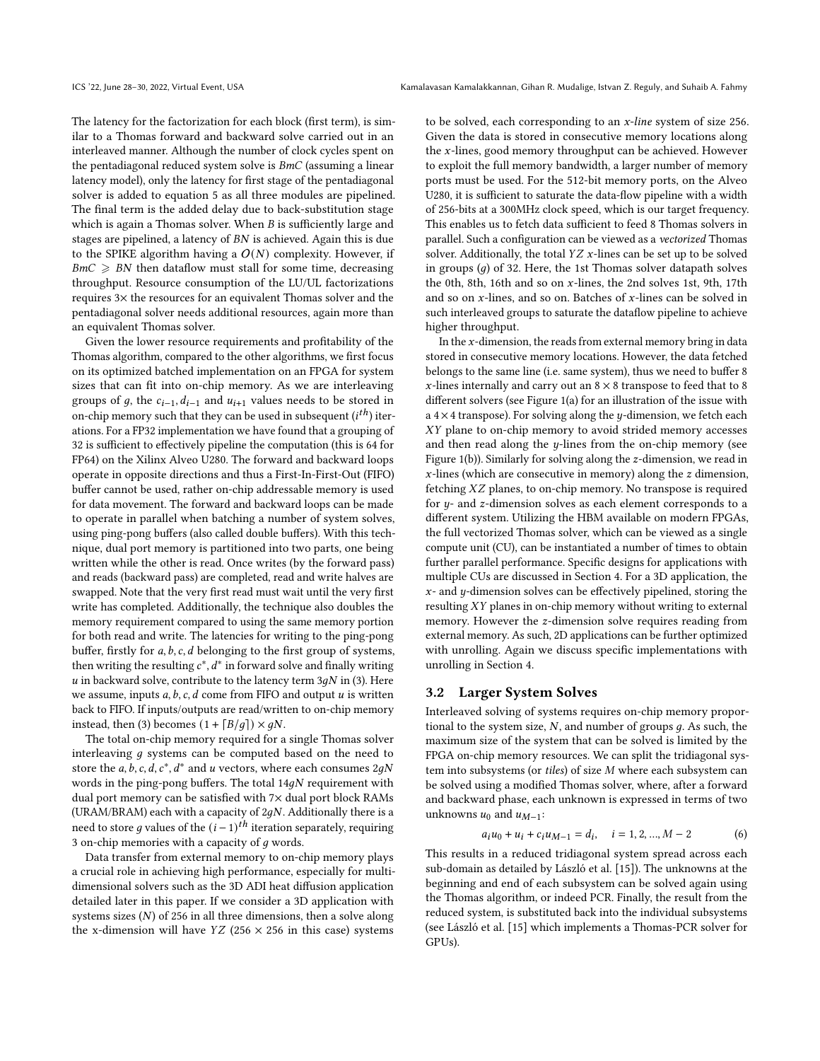The latency for the factorization for each block (first term), is similar to a Thomas forward and backward solve carried out in an interleaved manner. Although the number of clock cycles spent on the pentadiagonal reduced system solve is $BmC$ (assuming a linear latency model), only the latency for first stage of the pentadiagonal solver is added to equation 5 as all three modules are pipelined. The final term is the added delay due to back-substitution stage which is again a Thomas solver. When $B$ is sufficiently large and stages are pipelined, a latency of $BN$ is achieved. Again this is due to the SPIKE algorithm having a $O(N)$ complexity. However, if $BmC \geqslant BN$ then dataflow must stall for some time, decreasing throughput. Resource consumption of the LU/UL factorizations requires 3× the resources for an equivalent Thomas solver and the pentadiagonal solver needs additional resources, again more than an equivalent Thomas solver.

Given the lower resource requirements and profitability of the Thomas algorithm, compared to the other algorithms, we first focus on its optimized batched implementation on an FPGA for system sizes that can fit into on-chip memory. As we are interleaving groups of $g$, the $c_{i-1}, d_{i-1}$ and $u_{i+1}$ values needs to be stored in on-chip memory such that they can be used in subsequent ($i^{th}$) iterations. For a FP32 implementation we have found that a grouping of 32 is sufficient to effectively pipeline the computation (this is 64 for FP64) on the Xilinx Alveo U280. The forward and backward loops operate in opposite directions and thus a First-In-First-Out (FIFO) buffer cannot be used, rather on-chip addressable memory is used for data movement. The forward and backward loops can be made to operate in parallel when batching a number of system solves, using ping-pong buffers (also called double buffers). With this technique, dual port memory is partitioned into two parts, one being written while the other is read. Once writes (by the forward pass) and reads (backward pass) are completed, read and write halves are swapped. Note that the very first read must wait until the very first write has completed. Additionally, the technique also doubles the memory requirement compared to using the same memory portion for both read and write. The latencies for writing to the ping-pong buffer, firstly for $a, b, c, d$ belonging to the first group of systems, then writing the resulting $c^*, d^*$ in forward solve and finally writing $u$ in backward solve, contribute to the latency term $3gN$ in (3). Here we assume, inputs $a, b, c, d$ come from FIFO and output $u$ is written back to FIFO. If inputs/outputs are read/written to on-chip memory instead, then (3) becomes $(1 + \lceil B/g \rceil) \times gN$.

The total on-chip memory required for a single Thomas solver interleaving $g$ systems can be computed based on the need to store the $a, b, c, d, c^*, d^*$ and $u$ vectors, where each consumes $2gN$ words in the ping-pong buffers. The total $14gN$ requirement with dual port memory can be satisfied with 7× dual port block RAMs (URAM/BRAM) each with a capacity of $2gN$. Additionally there is a need to store $g$ values of the $(i-1)^{th}$ iteration separately, requiring 3 on-chip memories with a capacity of $g$ words.

Data transfer from external memory to on-chip memory plays a crucial role in achieving high performance, especially for multi-dimensional solvers such as the 3D ADI heat diffusion application detailed later in this paper. If we consider a 3D application with systems sizes ($N$) of 256 in all three dimensions, then a solve along the x-dimension will have $YZ$ (256 × 256 in this case) systems to be solved, each corresponding to an *x-line* system of size 256. Given the data is stored in consecutive memory locations along the $x$-lines, good memory throughput can be achieved. However to exploit the full memory bandwidth, a larger number of memory ports must be used. For the 512-bit memory ports, on the Alveo U280, it is sufficient to saturate the data-flow pipeline with a width of 256-bits at a 300MHz clock speed, which is our target frequency. This enables us to fetch data sufficient to feed 8 Thomas solvers in parallel. Such a configuration can be viewed as a *vectorized* Thomas solver. Additionally, the total $YZ$ $x$-lines can be set up to be solved in groups ($g$) of 32. Here, the 1st Thomas solver datapath solves the 0th, 8th, 16th and so on $x$-lines, the 2nd solves 1st, 9th, 17th and so on $x$-lines, and so on. Batches of $x$-lines can be solved in such interleaved groups to saturate the dataflow pipeline to achieve higher throughput.

In the $x$-dimension, the reads from external memory bring in data stored in consecutive memory locations. However, the data fetched belongs to the same line (i.e. same system), thus we need to buffer 8 $x$-lines internally and carry out an 8 × 8 transpose to feed that to 8 different solvers (see Figure 1(a) for an illustration of the issue with a 4×4 transpose). For solving along the $y$-dimension, we fetch each $XY$ plane to on-chip memory to avoid strided memory accesses and then read along the $y$-lines from the on-chip memory (see Figure 1(b)). Similarly for solving along the $z$-dimension, we read in $x$-lines (which are consecutive in memory) along the $z$ dimension, fetching $XZ$ planes, to on-chip memory. No transpose is required for $y$- and $z$-dimension solves as each element corresponds to a different system. Utilizing the HBM available on modern FPGAs, the full vectorized Thomas solver, which can be viewed as a single compute unit (CU), can be instantiated a number of times to obtain further parallel performance. Specific designs for applications with multiple CUs are discussed in Section 4. For a 3D application, the $x$- and $y$-dimension solves can be effectively pipelined, storing the resulting $XY$ planes in on-chip memory without writing to external memory. However the $z$-dimension solve requires reading from external memory. As such, 2D applications can be further optimized with unrolling. Again we discuss specific implementations with unrolling in Section 4.

### 3.2 Larger System Solves

Interleaved solving of systems requires on-chip memory proportional to the system size, $N$, and number of groups $g$. As such, the maximum size of the system that can be solved is limited by the FPGA on-chip memory resources. We can split the tridiagonal system into subsystems (or *tiles*) of size $M$ where each subsystem can be solved using a modified Thomas solver, where, after a forward and backward phase, each unknown is expressed in terms of two unknowns $u_0$ and $u_{M-1}$:

$$a_i u_0 + u_i + c_i u_{M-1} = d_i, \quad i = 1, 2, ..., M-2 \tag{6}$$

This results in a reduced tridiagonal system spread across each sub-domain as detailed by László et al. [15]). The unknowns at the beginning and end of each subsystem can be solved again using the Thomas algorithm, or indeed PCR. Finally, the result from the reduced system, is substituted back into the individual subsystems (see László et al. [15] which implements a Thomas-PCR solver for GPUs).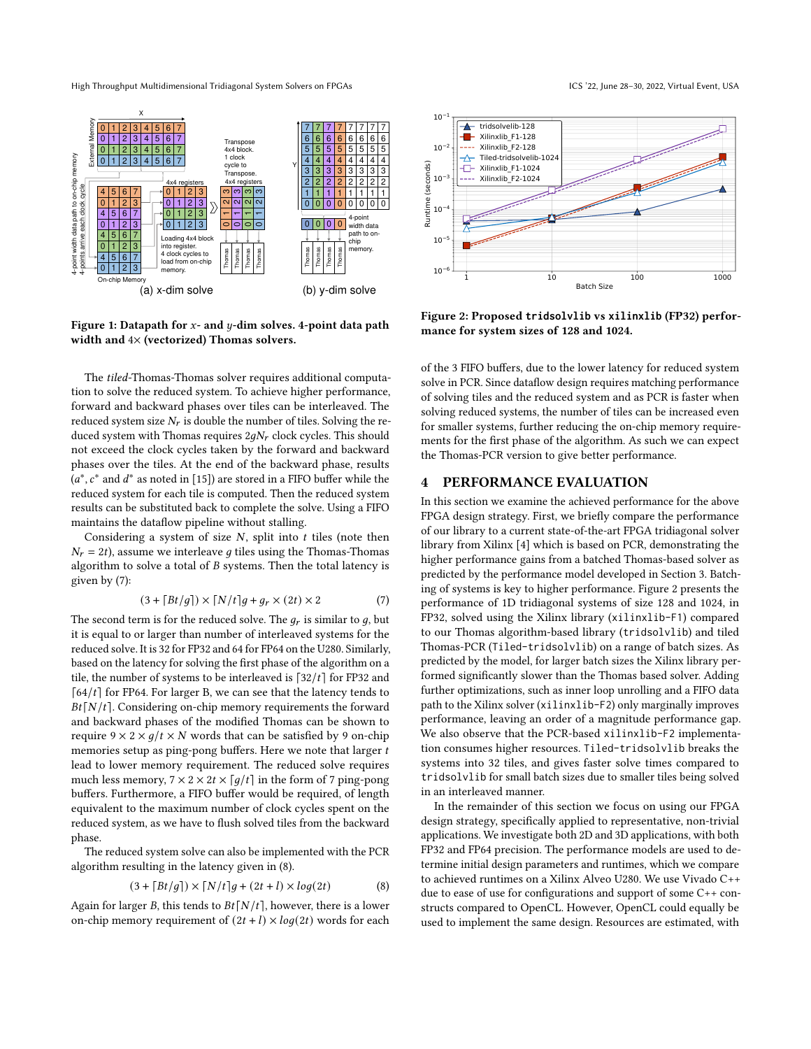**Figure 1: Datapath for $x$- and $y$-dim solves. 4-point data path width and 4× (vectorized) Thomas solvers.**

**Figure 2: Proposed `tridsolvlib` vs `xilinxlib` (FP32) performance for system sizes of 128 and 1024.**

The *tiled*-Thomas-Thomas solver requires additional computation to solve the reduced system. To achieve higher performance, forward and backward phases over tiles can be interleaved. The reduced system size $N_r$ is double the number of tiles. Solving the reduced system with Thomas requires $2gN_r$ clock cycles. This should not exceed the clock cycles taken by the forward and backward phases over the tiles. At the end of the backward phase, results ($a^*$, $c^*$ and $d^*$ as noted in [15]) are stored in a FIFO buffer while the reduced system for each tile is computed. Then the reduced system results can be substituted back to complete the solve. Using a FIFO maintains the dataflow pipeline without stalling.

Considering a system of size $N$, split into $t$ tiles (note then $N_r = 2t$), assume we interleave $g$ tiles using the Thomas-Thomas algorithm to solve a total of $B$ systems. Then the total latency is given by (7):

$$(3 + \lceil Bt/g \rceil) \times \lceil N/t \rceil g + g_r \times (2t) \times 2 \tag{7}$$

The second term is for the reduced solve. The $g_r$ is similar to $g$, but it is equal to or larger than number of interleaved systems for the reduced solve. It is 32 for FP32 and 64 for FP64 on the U280. Similarly, based on the latency for solving the first phase of the algorithm on a tile, the number of systems to be interleaved is $\lceil 32/t \rceil$ for FP32 and $\lceil 64/t \rceil$ for FP64. For larger B, we can see that the latency tends to $Bt\lceil N/t \rceil$. Considering on-chip memory requirements the forward and backward phases of the modified Thomas can be shown to require $9 \times 2 \times g/t \times N$ words that can be satisfied by 9 on-chip memories setup as ping-pong buffers. Here we note that larger $t$ lead to lower memory requirement. The reduced solve requires much less memory, $7 \times 2 \times 2t \times \lceil g/t \rceil$ in the form of 7 ping-pong buffers. Furthermore, a FIFO buffer would be required, of length equivalent to the maximum number of clock cycles spent on the reduced system, as we have to flush solved tiles from the backward phase.

The reduced system solve can also be implemented with the PCR algorithm resulting in the latency given in (8).

$$(3 + \lceil Bt/g \rceil) \times \lceil N/t \rceil g + (2t + l) \times log(2t) \tag{8}$$

Again for larger $B$, this tends to $Bt\lceil N/t \rceil$, however, there is a lower on-chip memory requirement of $(2t + l) \times log(2t)$ words for each of the 3 FIFO buffers, due to the lower latency for reduced system solve in PCR. Since dataflow design requires matching performance of solving tiles and the reduced system and as PCR is faster when solving reduced systems, the number of tiles can be increased even for smaller systems, further reducing the on-chip memory requirements for the first phase of the algorithm. As such we can expect the Thomas-PCR version to give better performance.

# 4 PERFORMANCE EVALUATION

In this section we examine the achieved performance for the above FPGA design strategy. First, we briefly compare the performance of our library to a current state-of-the-art FPGA tridiagonal solver library from Xilinx [4] which is based on PCR, demonstrating the higher performance gains from a batched Thomas-based solver as predicted by the performance model developed in Section 3. Batching of systems is key to higher performance. Figure 2 presents the performance of 1D tridiagonal systems of size 128 and 1024, in FP32, solved using the Xilinx library (`xilinxlib-F1`) compared to our Thomas algorithm-based library (`tridsolvlib`) and tiled Thomas-PCR (`Tiled-tridsolvlib`) on a range of batch sizes. As predicted by the model, for larger batch sizes the Xilinx library performed significantly slower than the Thomas based solver. Adding further optimizations, such as inner loop unrolling and a FIFO data path to the Xilinx solver (`xilinxlib-F2`) only marginally improves performance, leaving an order of a magnitude performance gap. We also observe that the PCR-based `xilinxlib-F2` implementation consumes higher resources. `Tiled-tridsolvlib` breaks the systems into 32 tiles, and gives faster solve times compared to `tridsolvlib` for small batch sizes due to smaller tiles being solved in an interleaved manner.

In the remainder of this section we focus on using our FPGA design strategy, specifically applied to representative, non-trivial applications. We investigate both 2D and 3D applications, with both FP32 and FP64 precision. The performance models are used to determine initial design parameters and runtimes, which we compare to achieved runtimes on a Xilinx Alveo U280. We use Vivado C++ due to ease of use for configurations and support of some C++ constructs compared to OpenCL. However, OpenCL could equally be used to implement the same design. Resources are estimated, with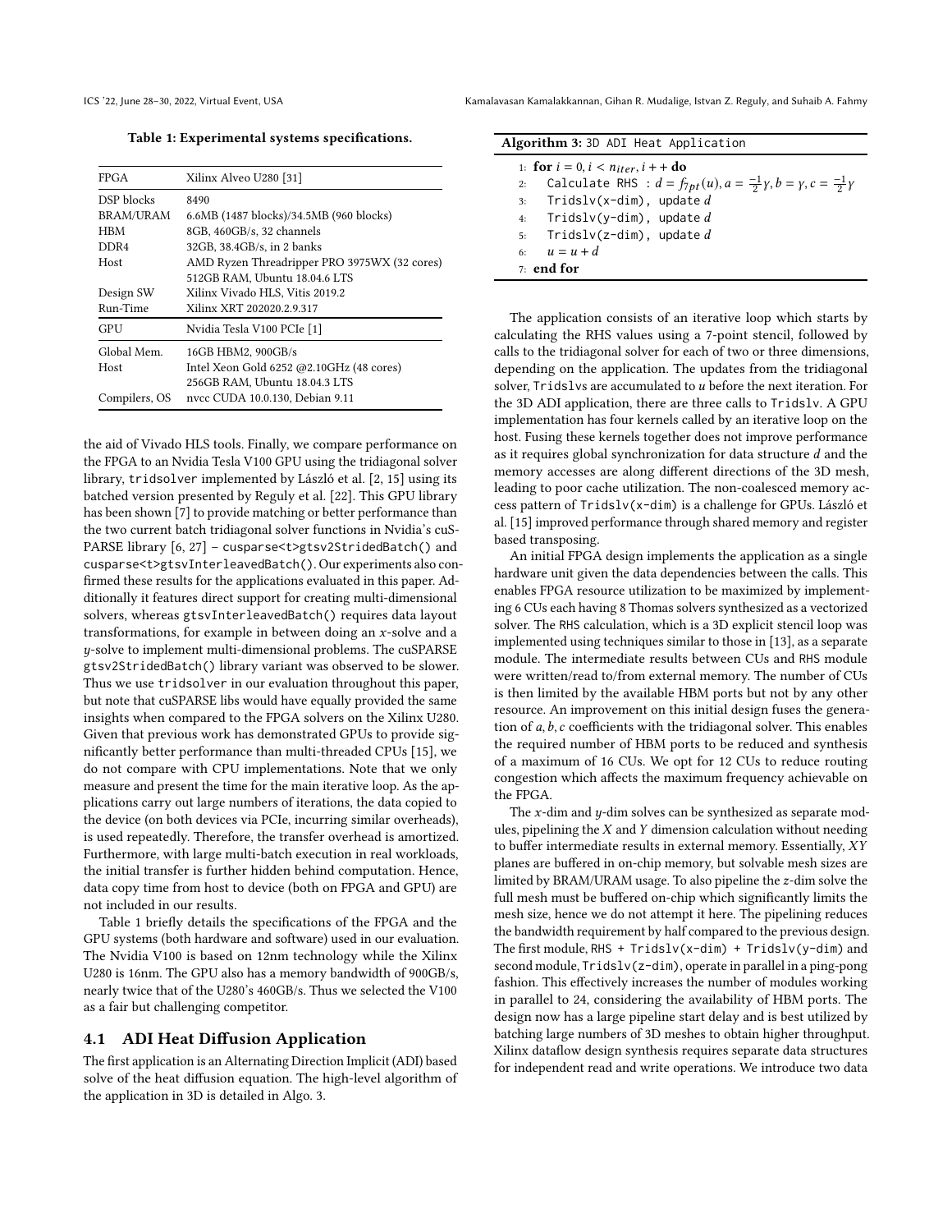**Table 1: Experimental systems specifications.**

| FPGA | Xilinx Alveo U280 [31] |
|---|---|
| DSP blocks | 8490 |
| BRAM/URAM | 6.6MB (1487 blocks)/34.5MB (960 blocks) |
| HBM | 8GB, 460GB/s, 32 channels |
| DDR4 | 32GB, 38.4GB/s, in 2 banks |
| Host | AMD Ryzen Threadripper PRO 3975WX (32 cores) 512GB RAM, Ubuntu 18.04.6 LTS |
| Design SW | Xilinx Vivado HLS, Vitis 2019.2 |
| Run-Time | Xilinx XRT 202020.2.9.317 |
| **GPU** | **Nvidia Tesla V100 PCIe [1]** |
| Global Mem. | 16GB HBM2, 900GB/s |
| Host | Intel Xeon Gold 6252 @2.10GHz (48 cores) 256GB RAM, Ubuntu 18.04.3 LTS |
| Compilers, OS | nvcc CUDA 10.0.130, Debian 9.11 |

the aid of Vivado HLS tools. Finally, we compare performance on the FPGA to an Nvidia Tesla V100 GPU using the tridiagonal solver library, `tridsolver` implemented by László et al. [2, 15] using its batched version presented by Reguly et al. [22]. This GPU library has been shown [7] to provide matching or better performance than the two current batch tridiagonal solver functions in Nvidia's cuSPARSE library [6, 27] – `cusparse<t>gtsv2StridedBatch()` and `cusparse<t>gtsvInterleavedBatch()`. Our experiments also confirmed these results for the applications evaluated in this paper. Additionally it features direct support for creating multi-dimensional solvers, whereas `gtsvInterleavedBatch()` requires data layout transformations, for example in between doing an $x$-solve and a $y$-solve to implement multi-dimensional problems. The cuSPARSE `gtsv2StridedBatch()` library variant was observed to be slower. Thus we use `tridsolver` in our evaluation throughout this paper, but note that cuSPARSE libs would have equally provided the same insights when compared to the FPGA solvers on the Xilinx U280. Given that previous work has demonstrated GPUs to provide significantly better performance than multi-threaded CPUs [15], we do not compare with CPU implementations. Note that we only measure and present the time for the main iterative loop. As the applications carry out large numbers of iterations, the data copied to the device (on both devices via PCIe, incurring similar overheads), is used repeatedly. Therefore, the transfer overhead is amortized. Furthermore, with large multi-batch execution in real workloads, the initial transfer is further hidden behind computation. Hence, data copy time from host to device (both on FPGA and GPU) are not included in our results.

Table 1 briefly details the specifications of the FPGA and the GPU systems (both hardware and software) used in our evaluation. The Nvidia V100 is based on 12nm technology while the Xilinx U280 is 16nm. The GPU also has a memory bandwidth of 900GB/s, nearly twice that of the U280's 460GB/s. Thus we selected the V100 as a fair but challenging competitor.

## 4.1 ADI Heat Diffusion Application

The first application is an Alternating Direction Implicit (ADI) based solve of the heat diffusion equation. The high-level algorithm of the application in 3D is detailed in Algo. 3.

**Algorithm 3:** 3D ADI Heat Application

1: **for** $i = 0, i < n_{iter}, i++$ **do**
2: Calculate RHS : $d = f_{7pt}(u), a = \frac{-1}{2}\gamma, b = \gamma, c = \frac{-1}{2}\gamma$
3: Tridslv(x-dim), update $d$
4: Tridslv(y-dim), update $d$
5: Tridslv(z-dim), update $d$
6: $u = u + d$
7: **end for**

The application consists of an iterative loop which starts by calculating the RHS values using a 7-point stencil, followed by calls to the tridiagonal solver for each of two or three dimensions, depending on the application. The updates from the tridiagonal solver, `Tridslv`s are accumulated to $u$ before the next iteration. For the 3D ADI application, there are three calls to `Tridslv`. A GPU implementation has four kernels called by an iterative loop on the host. Fusing these kernels together does not improve performance as it requires global synchronization for data structure $d$ and the memory accesses are along different directions of the 3D mesh, leading to poor cache utilization. The non-coalesced memory access pattern of `Tridslv(x-dim)` is a challenge for GPUs. László et al. [15] improved performance through shared memory and register based transposing.

An initial FPGA design implements the application as a single hardware unit given the data dependencies between the calls. This enables FPGA resource utilization to be maximized by implementing 6 CUs each having 8 Thomas solvers synthesized as a vectorized solver. The RHS calculation, which is a 3D explicit stencil loop was implemented using techniques similar to those in [13], as a separate module. The intermediate results between CUs and RHS module were written/read to/from external memory. The number of CUs is then limited by the available HBM ports but not by any other resource. An improvement on this initial design fuses the generation of $a, b, c$ coefficients with the tridiagonal solver. This enables the required number of HBM ports to be reduced and synthesis of a maximum of 16 CUs. We opt for 12 CUs to reduce routing congestion which affects the maximum frequency achievable on the FPGA.

The $x$-dim and $y$-dim solves can be synthesized as separate modules, pipelining the $X$ and $Y$ dimension calculation without needing to buffer intermediate results in external memory. Essentially, $XY$ planes are buffered in on-chip memory, but solvable mesh sizes are limited by BRAM/URAM usage. To also pipeline the $z$-dim solve the full mesh must be buffered on-chip which significantly limits the mesh size, hence we do not attempt it here. The pipelining reduces the bandwidth requirement by half compared to the previous design. The first module, `RHS + Tridslv(x-dim) + Tridslv(y-dim)` and second module, `Tridslv(z-dim)`, operate in parallel in a ping-pong fashion. This effectively increases the number of modules working in parallel to 24, considering the availability of HBM ports. The design now has a large pipeline start delay and is best utilized by batching large numbers of 3D meshes to obtain higher throughput. Xilinx dataflow design synthesis requires separate data structures for independent read and write operations. We introduce two data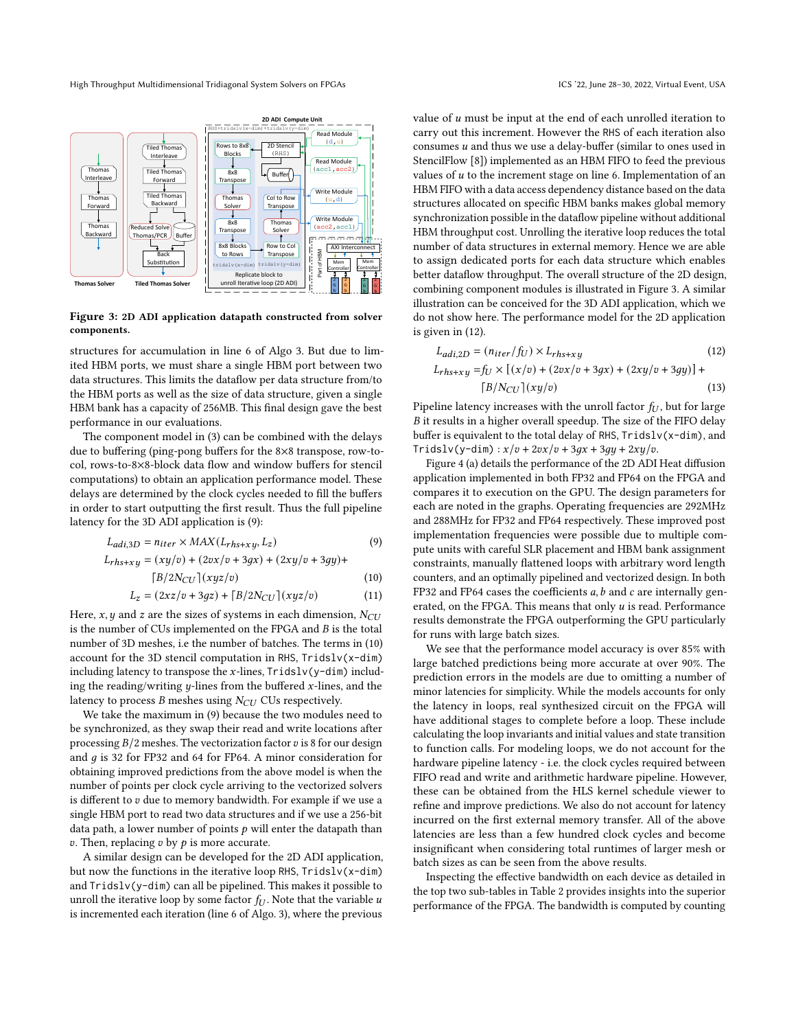**Figure 3: 2D ADI application datapath constructed from solver components.**

structures for accumulation in line 6 of Algo 3. But due to limited HBM ports, we must share a single HBM port between two data structures. This limits the dataflow per data structure from/to the HBM ports as well as the size of data structure, given a single HBM bank has a capacity of 256MB. This final design gave the best performance in our evaluations.

The component model in (3) can be combined with the delays due to buffering (ping-pong buffers for the 8×8 transpose, row-to-col, rows-to-8×8-block data flow and window buffers for stencil computations) to obtain an application performance model. These delays are determined by the clock cycles needed to fill the buffers in order to start outputting the first result. Thus the full pipeline latency for the 3D ADI application is (9):

$$L_{adi,3D} = n_{iter} \times MAX(L_{rhs+xy}, L_z) \tag{9}$$

$$L_{rhs+xy} = (xy/v) + (2vx/v + 3gx) + (2xy/v + 3gy) + \lceil B/2N_{CU} \rceil (xyz/v) \tag{10}$$

$$L_z = (2xz/v + 3gz) + \lceil B/2N_{CU} \rceil (xyz/v) \tag{11}$$

Here, $x, y$ and $z$ are the sizes of systems in each dimension, $N_{CU}$ is the number of CUs implemented on the FPGA and $B$ is the total number of 3D meshes, i.e the number of batches. The terms in (10) account for the 3D stencil computation in RHS, Tridslv(x-dim) including latency to transpose the $x$-lines, Tridslv(y-dim) including the reading/writing $y$-lines from the buffered $x$-lines, and the latency to process $B$ meshes using $N_{CU}$ CUs respectively.

We take the maximum in (9) because the two modules need to be synchronized, as they swap their read and write locations after processing $B/2$ meshes. The vectorization factor $v$ is 8 for our design and $g$ is 32 for FP32 and 64 for FP64. A minor consideration for obtaining improved predictions from the above model is when the number of points per clock cycle arriving to the vectorized solvers is different to $v$ due to memory bandwidth. For example if we use a single HBM port to read two data structures and if we use a 256-bit data path, a lower number of points $p$ will enter the datapath than $v$. Then, replacing $v$ by $p$ is more accurate.

A similar design can be developed for the 2D ADI application, but now the functions in the iterative loop RHS, Tridslv(x-dim) and Tridslv(y-dim) can all be pipelined. This makes it possible to unroll the iterative loop by some factor $f_U$. Note that the variable $u$ is incremented each iteration (line 6 of Algo. 3), where the previous value of $u$ must be input at the end of each unrolled iteration to carry out this increment. However the RHS of each iteration also consumes $u$ and thus we use a delay-buffer (similar to ones used in StencilFlow [8]) implemented as an HBM FIFO to feed the previous values of $u$ to the increment stage on line 6. Implementation of an HBM FIFO with a data access dependency distance based on the data structures allocated on specific HBM banks makes global memory synchronization possible in the dataflow pipeline without additional HBM throughput cost. Unrolling the iterative loop reduces the total number of data structures in external memory. Hence we are able to assign dedicated ports for each data structure which enables better dataflow throughput. The overall structure of the 2D design, combining component modules is illustrated in Figure 3. A similar illustration can be conceived for the 3D ADI application, which we do not show here. The performance model for the 2D application is given in (12).

$$L_{adi,2D} = (n_{iter}/f_U) \times L_{rhs+xy} \tag{12}$$

$$L_{rhs+xy} = f_U \times [(x/v) + (2vx/v + 3gx) + (2xy/v + 3gy)] + \lceil B/N_{CU} \rceil (xy/v) \tag{13}$$

Pipeline latency increases with the unroll factor $f_U$, but for large $B$ it results in a higher overall speedup. The size of the FIFO delay buffer is equivalent to the total delay of RHS, Tridslv(x-dim), and Tridslv(y-dim) : $x/v + 2vx/v + 3gx + 3gy + 2xy/v$.

Figure 4 (a) details the performance of the 2D ADI Heat diffusion application implemented in both FP32 and FP64 on the FPGA and compares it to execution on the GPU. The design parameters for each are noted in the graphs. Operating frequencies are 292MHz and 288MHz for FP32 and FP64 respectively. These improved post implementation frequencies were possible due to multiple compute units with careful SLR placement and HBM bank assignment constraints, manually flattened loops with arbitrary word length counters, and an optimally pipelined and vectorized design. In both FP32 and FP64 cases the coefficients $a, b$ and $c$ are internally generated, on the FPGA. This means that only $u$ is read. Performance results demonstrate the FPGA outperforming the GPU particularly for runs with large batch sizes.

We see that the performance model accuracy is over 85% with large batched predictions being more accurate at over 90%. The prediction errors in the models are due to omitting a number of minor latencies for simplicity. While the models accounts for only the latency in loops, real synthesized circuit on the FPGA will have additional stages to complete before a loop. These include calculating the loop invariants and initial values and state transition to function calls. For modeling loops, we do not account for the hardware pipeline latency - i.e. the clock cycles required between FIFO read and write and arithmetic hardware pipeline. However, these can be obtained from the HLS kernel schedule viewer to refine and improve predictions. We also do not account for latency incurred on the first external memory transfer. All of the above latencies are less than a few hundred clock cycles and become insignificant when considering total runtimes of larger mesh or batch sizes as can be seen from the above results.

Inspecting the effective bandwidth on each device as detailed in the top two sub-tables in Table 2 provides insights into the superior performance of the FPGA. The bandwidth is computed by counting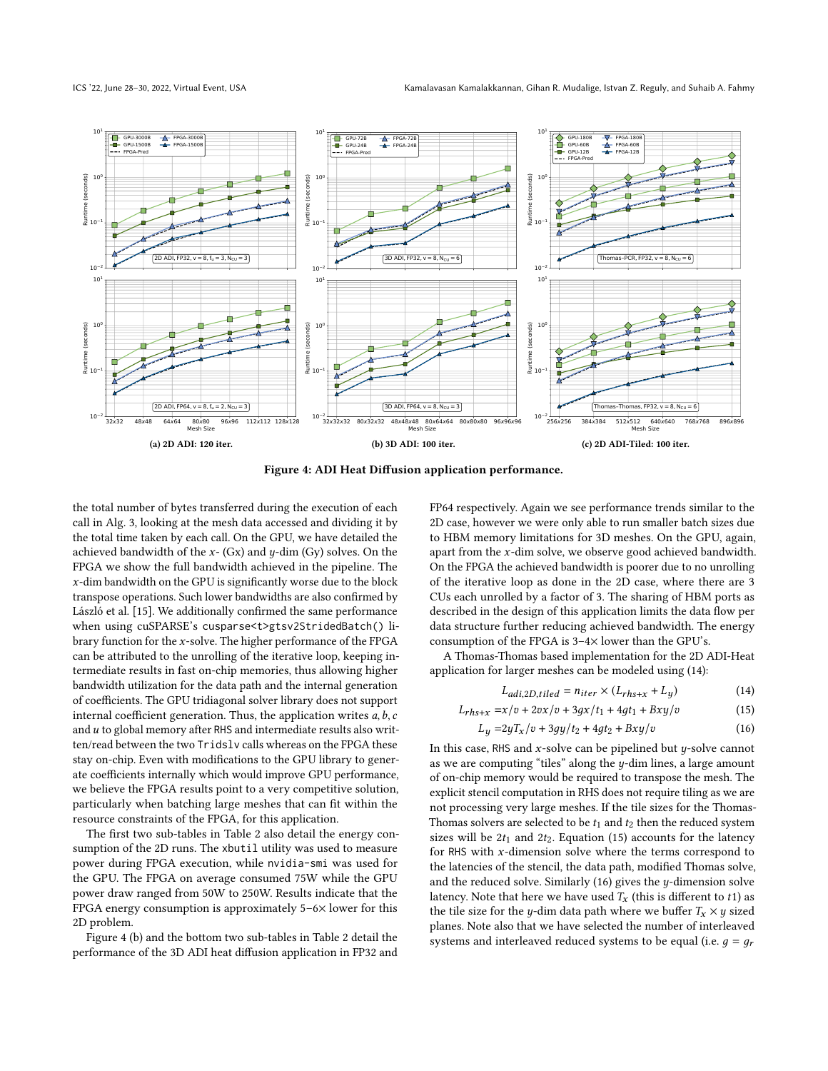Figure 4: ADI Heat Diffusion application performance.

(a) 2D ADI: 120 iter. (b) 3D ADI: 100 iter. (c) 2D ADI-Tiled: 100 iter.

the total number of bytes transferred during the execution of each call in Alg. 3, looking at the mesh data accessed and dividing it by the total time taken by each call. On the GPU, we have detailed the achieved bandwidth of the $x$- (Gx) and $y$-dim (Gy) solves. On the FPGA we show the full bandwidth achieved in the pipeline. The $x$-dim bandwidth on the GPU is significantly worse due to the block transpose operations. Such lower bandwidths are also confirmed by László et al. [15]. We additionally confirmed the same performance when using cuSPARSE's `cusparse<t>gtsv2StridedBatch()` library function for the $x$-solve. The higher performance of the FPGA can be attributed to the unrolling of the iterative loop, keeping intermediate results in fast on-chip memories, thus allowing higher bandwidth utilization for the data path and the internal generation of coefficients. The GPU tridiagonal solver library does not support internal coefficient generation. Thus, the application writes $a, b, c$ and $u$ to global memory after RHS and intermediate results also written/read between the two `Tridslv` calls whereas on the FPGA these stay on-chip. Even with modifications to the GPU library to generate coefficients internally which would improve GPU performance, we believe the FPGA results point to a very competitive solution, particularly when batching large meshes that can fit within the resource constraints of the FPGA, for this application.

The first two sub-tables in Table 2 also detail the energy consumption of the 2D runs. The `xbutil` utility was used to measure power during FPGA execution, while `nvidia-smi` was used for the GPU. The FPGA on average consumed 75W while the GPU power draw ranged from 50W to 250W. Results indicate that the FPGA energy consumption is approximately 5–6× lower for this 2D problem.

Figure 4 (b) and the bottom two sub-tables in Table 2 detail the performance of the 3D ADI heat diffusion application in FP32 and FP64 respectively. Again we see performance trends similar to the 2D case, however we were only able to run smaller batch sizes due to HBM memory limitations for 3D meshes. On the GPU, again, apart from the $x$-dim solve, we observe good achieved bandwidth. On the FPGA the achieved bandwidth is poorer due to no unrolling of the iterative loop as done in the 2D case, where there are 3 CUs each unrolled by a factor of 3. The sharing of HBM ports as described in the design of this application limits the data flow per data structure further reducing achieved bandwidth. The energy consumption of the FPGA is 3–4× lower than the GPU's.

A Thomas-Thomas based implementation for the 2D ADI-Heat application for larger meshes can be modeled using (14):

$$L_{adi,2D,tiled} = n_{iter} \times (L_{rhs+x} + L_y) \tag{14}$$

$$L_{rhs+x} = x/v + 2vx/v + 3gx/t_1 + 4gt_1 + Bxy/v \tag{15}$$

$$L_y = 2yT_x/v + 3gy/t_2 + 4gt_2 + Bxy/v \tag{16}$$

In this case, RHS and $x$-solve can be pipelined but $y$-solve cannot as we are computing "tiles" along the $y$-dim lines, a large amount of on-chip memory would be required to transpose the mesh. The explicit stencil computation in RHS does not require tiling as we are not processing very large meshes. If the tile sizes for the Thomas-Thomas solvers are selected to be $t_1$ and $t_2$ then the reduced system sizes will be $2t_1$ and $2t_2$. Equation (15) accounts for the latency for RHS with $x$-dimension solve where the terms correspond to the latencies of the stencil, the data path, modified Thomas solve, and the reduced solve. Similarly (16) gives the $y$-dimension solve latency. Note that here we have used $T_x$ (this is different to $t1$) as the tile size for the $y$-dim data path where we buffer $T_x \times y$ sized planes. Note also that we have selected the number of interleaved systems and interleaved reduced systems to be equal (i.e. $g = g_r$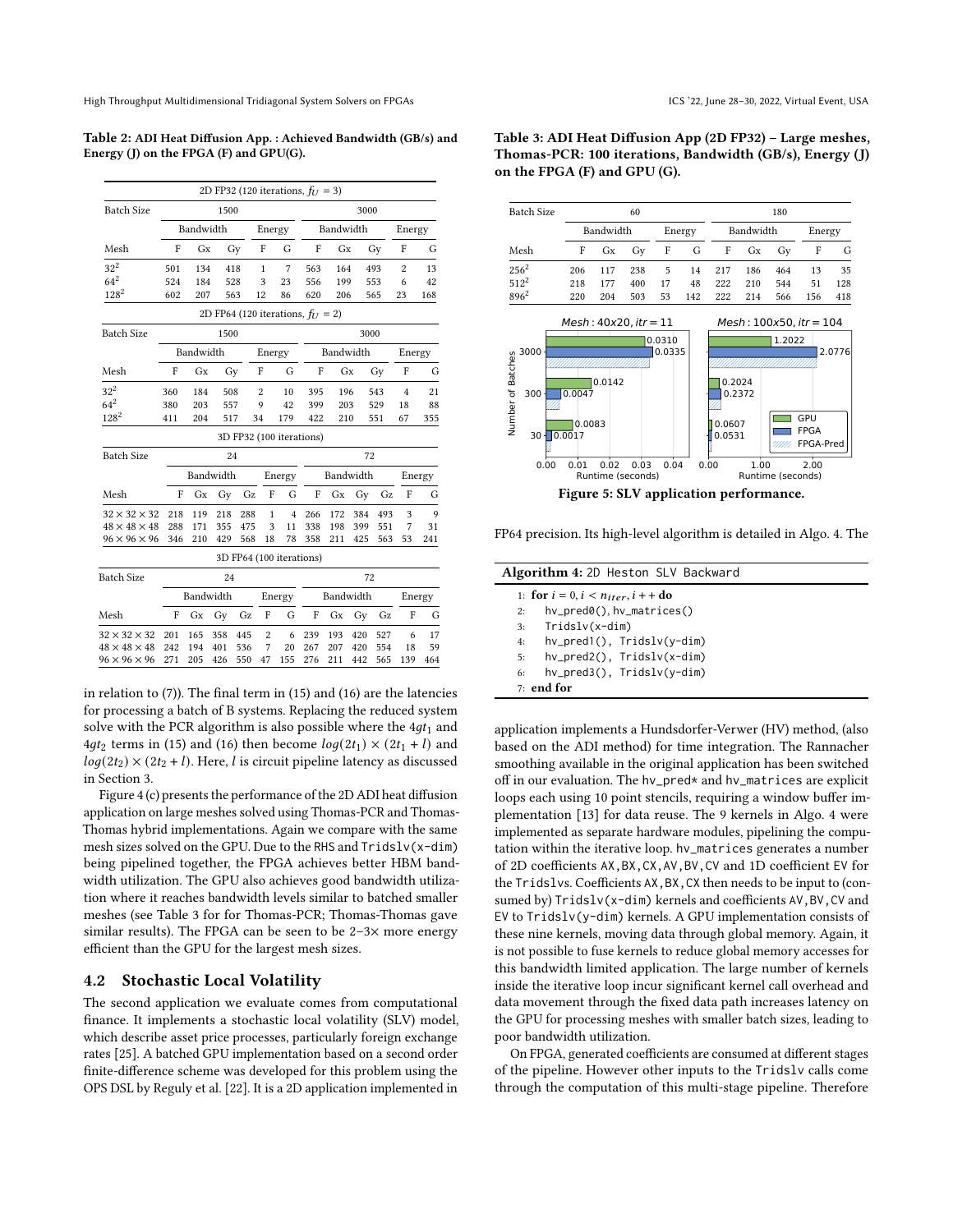**Table 2: ADI Heat Diffusion App. : Achieved Bandwidth (GB/s) and Energy (J) on the FPGA (F) and GPU(G).**

2D FP32 (120 iterations, $f_U = 3$)

| Batch Size | 1500 | | | | | 3000 | | | | |
|---|---|---|---|---|---|---|---|---|---|---|
| | Bandwidth | | | Energy | | Bandwidth | | | Energy | |
| Mesh | F | Gx | Gy | F | G | F | Gx | Gy | F | G |
| $32^2$ | 501 | 134 | 418 | 1 | 7 | 563 | 164 | 493 | 2 | 13 |
| $64^2$ | 524 | 184 | 528 | 3 | 23 | 556 | 199 | 553 | 6 | 42 |
| $128^2$ | 602 | 207 | 563 | 12 | 86 | 620 | 206 | 565 | 23 | 168 |

2D FP64 (120 iterations, $f_U = 2$)

| Batch Size | 1500 | | | | | 3000 | | | | |
|---|---|---|---|---|---|---|---|---|---|---|
| | Bandwidth | | | Energy | | Bandwidth | | | Energy | |
| Mesh | F | Gx | Gy | F | G | F | Gx | Gy | F | G |
| $32^2$ | 360 | 184 | 508 | 2 | 10 | 395 | 196 | 543 | 4 | 21 |
| $64^2$ | 380 | 203 | 557 | 9 | 42 | 399 | 203 | 529 | 18 | 88 |
| $128^2$ | 411 | 204 | 517 | 34 | 179 | 422 | 210 | 551 | 67 | 355 |

3D FP32 (100 iterations)

| Batch Size | 24 | | | | | | 72 | | | | | |
|---|---|---|---|---|---|---|---|---|---|---|---|---|
| | Bandwidth | | | | Energy | | Bandwidth | | | | Energy | |
| Mesh | F | Gx | Gy | Gz | F | G | F | Gx | Gy | Gz | F | G |
| $32 \times 32 \times 32$ | 218 | 119 | 218 | 288 | 1 | 4 | 266 | 172 | 384 | 493 | 3 | 9 |
| $48 \times 48 \times 48$ | 288 | 171 | 355 | 475 | 3 | 11 | 338 | 198 | 399 | 551 | 7 | 31 |
| $96 \times 96 \times 96$ | 346 | 210 | 429 | 568 | 18 | 78 | 358 | 211 | 425 | 563 | 53 | 241 |

3D FP64 (100 iterations)

| Batch Size | 24 | | | | | | 72 | | | | | |
|---|---|---|---|---|---|---|---|---|---|---|---|---|
| | Bandwidth | | | | Energy | | Bandwidth | | | | Energy | |
| Mesh | F | Gx | Gy | Gz | F | G | F | Gx | Gy | Gz | F | G |
| $32 \times 32 \times 32$ | 201 | 165 | 358 | 445 | 2 | 6 | 239 | 193 | 420 | 527 | 6 | 17 |
| $48 \times 48 \times 48$ | 242 | 194 | 401 | 536 | 7 | 20 | 267 | 207 | 420 | 554 | 18 | 59 |
| $96 \times 96 \times 96$ | 271 | 205 | 426 | 550 | 47 | 155 | 276 | 211 | 442 | 565 | 139 | 464 |

in relation to (7)). The final term in (15) and (16) are the latencies for processing a batch of B systems. Replacing the reduced system solve with the PCR algorithm is also possible where the $4gt_1$ and $4gt_2$ terms in (15) and (16) then become $log(2t_1) \times (2t_1 + l)$ and $log(2t_2) \times (2t_2 + l)$. Here, $l$ is circuit pipeline latency as discussed in Section 3.

Figure 4 (c) presents the performance of the 2D ADI heat diffusion application on large meshes solved using Thomas-PCR and Thomas-Thomas hybrid implementations. Again we compare with the same mesh sizes solved on the GPU. Due to the RHS and Tridslv(x-dim) being pipelined together, the FPGA achieves better HBM bandwidth utilization. The GPU also achieves good bandwidth utilization where it reaches bandwidth levels similar to batched smaller meshes (see Table 3 for for Thomas-PCR; Thomas-Thomas gave similar results). The FPGA can be seen to be 2–3× more energy efficient than the GPU for the largest mesh sizes.

## 4.2 Stochastic Local Volatility

The second application we evaluate comes from computational finance. It implements a stochastic local volatility (SLV) model, which describe asset price processes, particularly foreign exchange rates [25]. A batched GPU implementation based on a second order finite-difference scheme was developed for this problem using the OPS DSL by Reguly et al. [22]. It is a 2D application implemented in

**Table 3: ADI Heat Diffusion App (2D FP32) – Large meshes, Thomas-PCR: 100 iterations, Bandwidth (GB/s), Energy (J) on the FPGA (F) and GPU (G).**

| Batch Size | 60 | | | | | 180 | | | | |
|---|---|---|---|---|---|---|---|---|---|---|
| | Bandwidth | | | Energy | | Bandwidth | | | Energy | |
| Mesh | F | Gx | Gy | F | G | F | Gx | Gy | F | G |
| $256^2$ | 206 | 117 | 238 | 5 | 14 | 217 | 186 | 464 | 13 | 35 |
| $512^2$ | 218 | 177 | 400 | 17 | 48 | 222 | 210 | 544 | 51 | 128 |
| $896^2$ | 220 | 204 | 503 | 53 | 142 | 222 | 214 | 566 | 156 | 418 |

**Figure 5: SLV application performance.**

FP64 precision. Its high-level algorithm is detailed in Algo. 4. The

**Algorithm 4:** 2D Heston SLV Backward

```
1: for i = 0, i < n_iter, i++ do
2:     hv_pred0(), hv_matrices()
3:     Tridslv(x-dim)
4:     hv_pred1(), Tridslv(y-dim)
5:     hv_pred2(), Tridslv(x-dim)
6:     hv_pred3(), Tridslv(y-dim)
7: end for
```

application implements a Hundsdorfer-Verwer (HV) method, (also based on the ADI method) for time integration. The Rannacher smoothing available in the original application has been switched off in our evaluation. The hv_pred* and hv_matrices are explicit loops each using 10 point stencils, requiring a window buffer implementation [13] for data reuse. The 9 kernels in Algo. 4 were implemented as separate hardware modules, pipelining the computation within the iterative loop. hv_matrices generates a number of 2D coefficients AX,BX,CX,AV,BV,CV and 1D coefficient EV for the Tridslvs. Coefficients AX,BX,CX then needs to be input to (consumed by) Tridslv(x-dim) kernels and coefficients AV,BV,CV and EV to Tridslv(y-dim) kernels. A GPU implementation consists of these nine kernels, moving data through global memory. Again, it is not possible to fuse kernels to reduce global memory accesses for this bandwidth limited application. The large number of kernels inside the iterative loop incur significant kernel call overhead and data movement through the fixed data path increases latency on the GPU for processing meshes with smaller batch sizes, leading to poor bandwidth utilization.

On FPGA, generated coefficients are consumed at different stages of the pipeline. However other inputs to the Tridslv calls come through the computation of this multi-stage pipeline. Therefore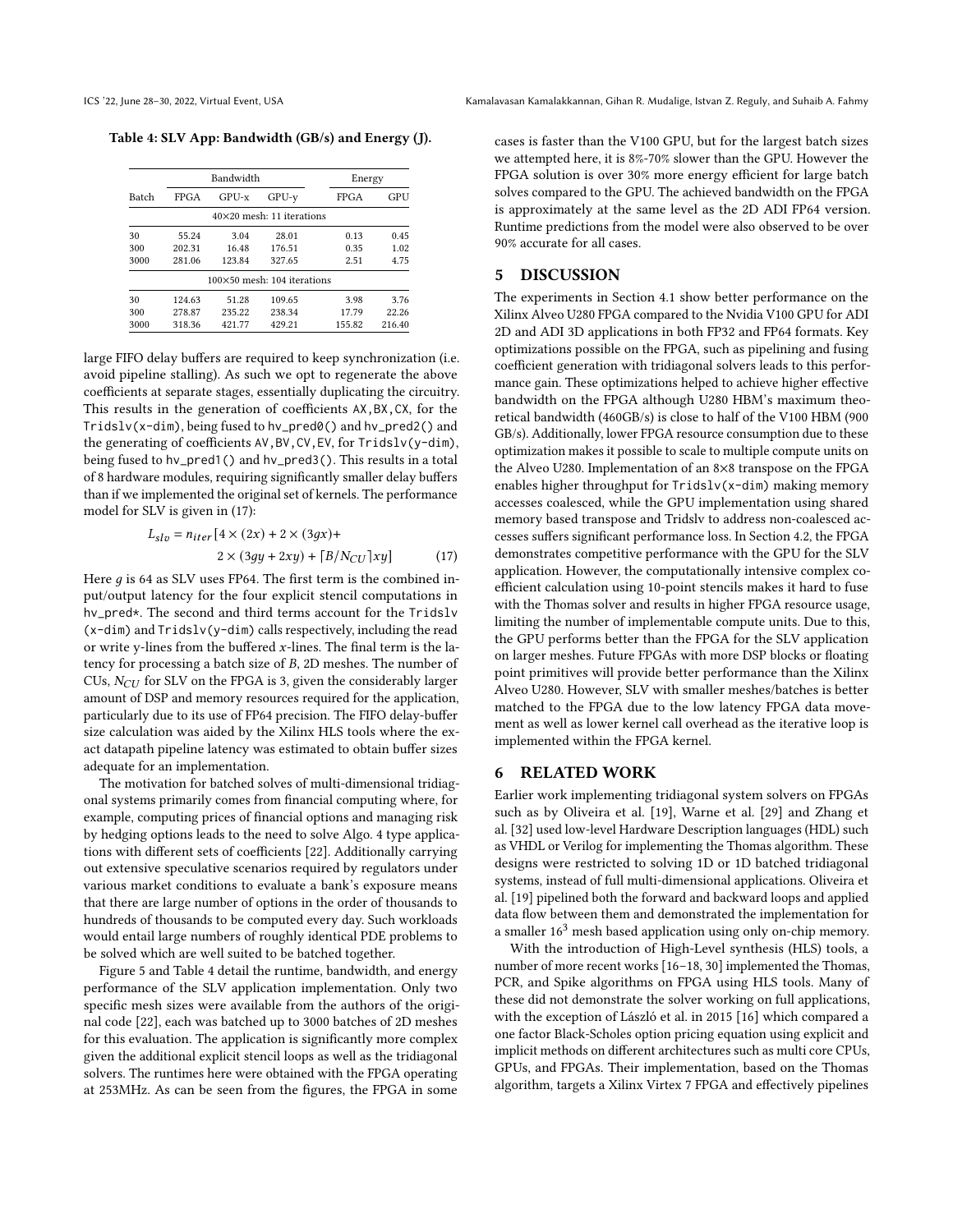**Table 4: SLV App: Bandwidth (GB/s) and Energy (J).**

| Batch | Bandwidth | | | Energy | |
|---|---|---|---|---|---|
| | FPGA | GPU-x | GPU-y | FPGA | GPU |
| 40×20 mesh: 11 iterations | | | | | |
| 30 | 55.24 | 3.04 | 28.01 | 0.13 | 0.45 |
| 300 | 202.31 | 16.48 | 176.51 | 0.35 | 1.02 |
| 3000 | 281.06 | 123.84 | 327.65 | 2.51 | 4.75 |
| 100×50 mesh: 104 iterations | | | | | |
| 30 | 124.63 | 51.28 | 109.65 | 3.98 | 3.76 |
| 300 | 278.87 | 235.22 | 238.34 | 17.79 | 22.26 |
| 3000 | 318.36 | 421.77 | 429.21 | 155.82 | 216.40 |

large FIFO delay buffers are required to keep synchronization (i.e. avoid pipeline stalling). As such we opt to regenerate the above coefficients at separate stages, essentially duplicating the circuitry. This results in the generation of coefficients `AX,BX,CX`, for the `Tridslv(x-dim)`, being fused to `hv_pred0()` and `hv_pred2()` and the generating of coefficients `AV,BV,CV,EV`, for `Tridslv(y-dim)`, being fused to `hv_pred1()` and `hv_pred3()`. This results in a total of 8 hardware modules, requiring significantly smaller delay buffers than if we implemented the original set of kernels. The performance model for SLV is given in (17):

$$L_{slv} = n_{iter}[4 \times (2x) + 2 \times (3gx) + 2 \times (3gy + 2xy) + \lceil B/N_{CU} \rceil xy] \tag{17}$$

Here $g$ is 64 as SLV uses FP64. The first term is the combined input/output latency for the four explicit stencil computations in `hv_pred*`. The second and third terms account for the `Tridslv (x-dim)` and `Tridslv(y-dim)` calls respectively, including the read or write $y$-lines from the buffered $x$-lines. The final term is the latency for processing a batch size of $B$, 2D meshes. The number of CUs, $N_{CU}$ for SLV on the FPGA is 3, given the considerably larger amount of DSP and memory resources required for the application, particularly due to its use of FP64 precision. The FIFO delay-buffer size calculation was aided by the Xilinx HLS tools where the exact datapath pipeline latency was estimated to obtain buffer sizes adequate for an implementation.

The motivation for batched solves of multi-dimensional tridiagonal systems primarily comes from financial computing where, for example, computing prices of financial options and managing risk by hedging options leads to the need to solve Algo. 4 type applications with different sets of coefficients [22]. Additionally carrying out extensive speculative scenarios required by regulators under various market conditions to evaluate a bank's exposure means that there are large number of options in the order of thousands to hundreds of thousands to be computed every day. Such workloads would entail large numbers of roughly identical PDE problems to be solved which are well suited to be batched together.

Figure 5 and Table 4 detail the runtime, bandwidth, and energy performance of the SLV application implementation. Only two specific mesh sizes were available from the authors of the original code [22], each was batched up to 3000 batches of 2D meshes for this evaluation. The application is significantly more complex given the additional explicit stencil loops as well as the tridiagonal solvers. The runtimes here were obtained with the FPGA operating at 253MHz. As can be seen from the figures, the FPGA in some cases is faster than the V100 GPU, but for the largest batch sizes we attempted here, it is 8%-70% slower than the GPU. However the FPGA solution is over 30% more energy efficient for large batch solves compared to the GPU. The achieved bandwidth on the FPGA is approximately at the same level as the 2D ADI FP64 version. Runtime predictions from the model were also observed to be over 90% accurate for all cases.

## 5 DISCUSSION

The experiments in Section 4.1 show better performance on the Xilinx Alveo U280 FPGA compared to the Nvidia V100 GPU for ADI 2D and ADI 3D applications in both FP32 and FP64 formats. Key optimizations possible on the FPGA, such as pipelining and fusing coefficient generation with tridiagonal solvers leads to this performance gain. These optimizations helped to achieve higher effective bandwidth on the FPGA although U280 HBM's maximum theoretical bandwidth (460GB/s) is close to half of the V100 HBM (900 GB/s). Additionally, lower FPGA resource consumption due to these optimization makes it possible to scale to multiple compute units on the Alveo U280. Implementation of an 8×8 transpose on the FPGA enables higher throughput for `Tridslv(x-dim)` making memory accesses coalesced, while the GPU implementation using shared memory based transpose and Tridslv to address non-coalesced accesses suffers significant performance loss. In Section 4.2, the FPGA demonstrates competitive performance with the GPU for the SLV application. However, the computationally intensive complex coefficient calculation using 10-point stencils makes it hard to fuse with the Thomas solver and results in higher FPGA resource usage, limiting the number of implementable compute units. Due to this, the GPU performs better than the FPGA for the SLV application on larger meshes. Future FPGAs with more DSP blocks or floating point primitives will provide better performance than the Xilinx Alveo U280. However, SLV with smaller meshes/batches is better matched to the FPGA due to the low latency FPGA data movement as well as lower kernel call overhead as the iterative loop is implemented within the FPGA kernel.

## 6 RELATED WORK

Earlier work implementing tridiagonal system solvers on FPGAs such as by Oliveira et al. [19], Warne et al. [29] and Zhang et al. [32] used low-level Hardware Description languages (HDL) such as VHDL or Verilog for implementing the Thomas algorithm. These designs were restricted to solving 1D or 1D batched tridiagonal systems, instead of full multi-dimensional applications. Oliveira et al. [19] pipelined both the forward and backward loops and applied data flow between them and demonstrated the implementation for a smaller $16^3$ mesh based application using only on-chip memory.

With the introduction of High-Level synthesis (HLS) tools, a number of more recent works [16–18, 30] implemented the Thomas, PCR, and Spike algorithms on FPGA using HLS tools. Many of these did not demonstrate the solver working on full applications, with the exception of László et al. in 2015 [16] which compared a one factor Black-Scholes option pricing equation using explicit and implicit methods on different architectures such as multi core CPUs, GPUs, and FPGAs. Their implementation, based on the Thomas algorithm, targets a Xilinx Virtex 7 FPGA and effectively pipelines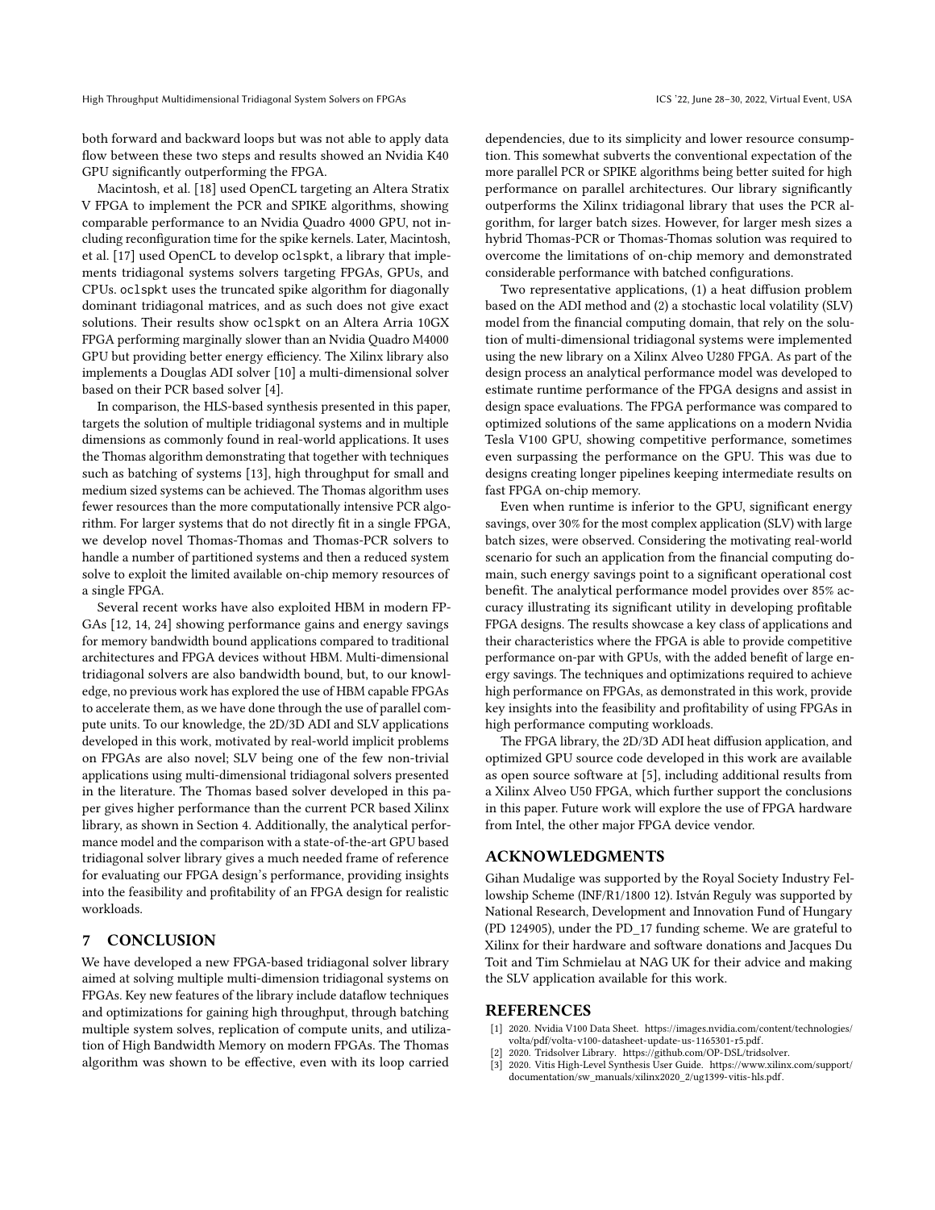both forward and backward loops but was not able to apply data flow between these two steps and results showed an Nvidia K40 GPU significantly outperforming the FPGA.

Macintosh, et al. [18] used OpenCL targeting an Altera Stratix V FPGA to implement the PCR and SPIKE algorithms, showing comparable performance to an Nvidia Quadro 4000 GPU, not including reconfiguration time for the spike kernels. Later, Macintosh, et al. [17] used OpenCL to develop `oclspkt`, a library that implements tridiagonal systems solvers targeting FPGAs, GPUs, and CPUs. `oclspkt` uses the truncated spike algorithm for diagonally dominant tridiagonal matrices, and as such does not give exact solutions. Their results show `oclspkt` on an Altera Arria 10GX FPGA performing marginally slower than an Nvidia Quadro M4000 GPU but providing better energy efficiency. The Xilinx library also implements a Douglas ADI solver [10] a multi-dimensional solver based on their PCR based solver [4].

In comparison, the HLS-based synthesis presented in this paper, targets the solution of multiple tridiagonal systems and in multiple dimensions as commonly found in real-world applications. It uses the Thomas algorithm demonstrating that together with techniques such as batching of systems [13], high throughput for small and medium sized systems can be achieved. The Thomas algorithm uses fewer resources than the more computationally intensive PCR algorithm. For larger systems that do not directly fit in a single FPGA, we develop novel Thomas-Thomas and Thomas-PCR solvers to handle a number of partitioned systems and then a reduced system solve to exploit the limited available on-chip memory resources of a single FPGA.

Several recent works have also exploited HBM in modern FPGAs [12, 14, 24] showing performance gains and energy savings for memory bandwidth bound applications compared to traditional architectures and FPGA devices without HBM. Multi-dimensional tridiagonal solvers are also bandwidth bound, but, to our knowledge, no previous work has explored the use of HBM capable FPGAs to accelerate them, as we have done through the use of parallel compute units. To our knowledge, the 2D/3D ADI and SLV applications developed in this work, motivated by real-world implicit problems on FPGAs are also novel; SLV being one of the few non-trivial applications using multi-dimensional tridiagonal solvers presented in the literature. The Thomas based solver developed in this paper gives higher performance than the current PCR based Xilinx library, as shown in Section 4. Additionally, the analytical performance model and the comparison with a state-of-the-art GPU based tridiagonal solver library gives a much needed frame of reference for evaluating our FPGA design's performance, providing insights into the feasibility and profitability of an FPGA design for realistic workloads.

## 7 CONCLUSION

We have developed a new FPGA-based tridiagonal solver library aimed at solving multiple multi-dimension tridiagonal systems on FPGAs. Key new features of the library include dataflow techniques and optimizations for gaining high throughput, through batching multiple system solves, replication of compute units, and utilization of High Bandwidth Memory on modern FPGAs. The Thomas algorithm was shown to be effective, even with its loop carried dependencies, due to its simplicity and lower resource consumption. This somewhat subverts the conventional expectation of the more parallel PCR or SPIKE algorithms being better suited for high performance on parallel architectures. Our library significantly outperforms the Xilinx tridiagonal library that uses the PCR algorithm, for larger batch sizes. However, for larger mesh sizes a hybrid Thomas-PCR or Thomas-Thomas solution was required to overcome the limitations of on-chip memory and demonstrated considerable performance with batched configurations.

Two representative applications, (1) a heat diffusion problem based on the ADI method and (2) a stochastic local volatility (SLV) model from the financial computing domain, that rely on the solution of multi-dimensional tridiagonal systems were implemented using the new library on a Xilinx Alveo U280 FPGA. As part of the design process an analytical performance model was developed to estimate runtime performance of the FPGA designs and assist in design space evaluations. The FPGA performance was compared to optimized solutions of the same applications on a modern Nvidia Tesla V100 GPU, showing competitive performance, sometimes even surpassing the performance on the GPU. This was due to designs creating longer pipelines keeping intermediate results on fast FPGA on-chip memory.

Even when runtime is inferior to the GPU, significant energy savings, over 30% for the most complex application (SLV) with large batch sizes, were observed. Considering the motivating real-world scenario for such an application from the financial computing domain, such energy savings point to a significant operational cost benefit. The analytical performance model provides over 85% accuracy illustrating its significant utility in developing profitable FPGA designs. The results showcase a key class of applications and their characteristics where the FPGA is able to provide competitive performance on-par with GPUs, with the added benefit of large energy savings. The techniques and optimizations required to achieve high performance on FPGAs, as demonstrated in this work, provide key insights into the feasibility and profitability of using FPGAs in high performance computing workloads.

The FPGA library, the 2D/3D ADI heat diffusion application, and optimized GPU source code developed in this work are available as open source software at [5], including additional results from a Xilinx Alveo U50 FPGA, which further support the conclusions in this paper. Future work will explore the use of FPGA hardware from Intel, the other major FPGA device vendor.

## ACKNOWLEDGMENTS

Gihan Mudalige was supported by the Royal Society Industry Fellowship Scheme (INF/R1/1800 12). István Reguly was supported by National Research, Development and Innovation Fund of Hungary (PD 124905), under the PD_17 funding scheme. We are grateful to Xilinx for their hardware and software donations and Jacques Du Toit and Tim Schmielau at NAG UK for their advice and making the SLV application available for this work.

## REFERENCES

- [1] 2020. Nvidia V100 Data Sheet. https://images.nvidia.com/content/technologies/volta/pdf/volta-v100-datasheet-update-us-1165301-r5.pdf.
- [2] 2020. Tridsolver Library. https://github.com/OP-DSL/tridsolver.
- [3] 2020. Vitis High-Level Synthesis User Guide. https://www.xilinx.com/support/documentation/sw_manuals/xilinx2020_2/ug1399-vitis-hls.pdf.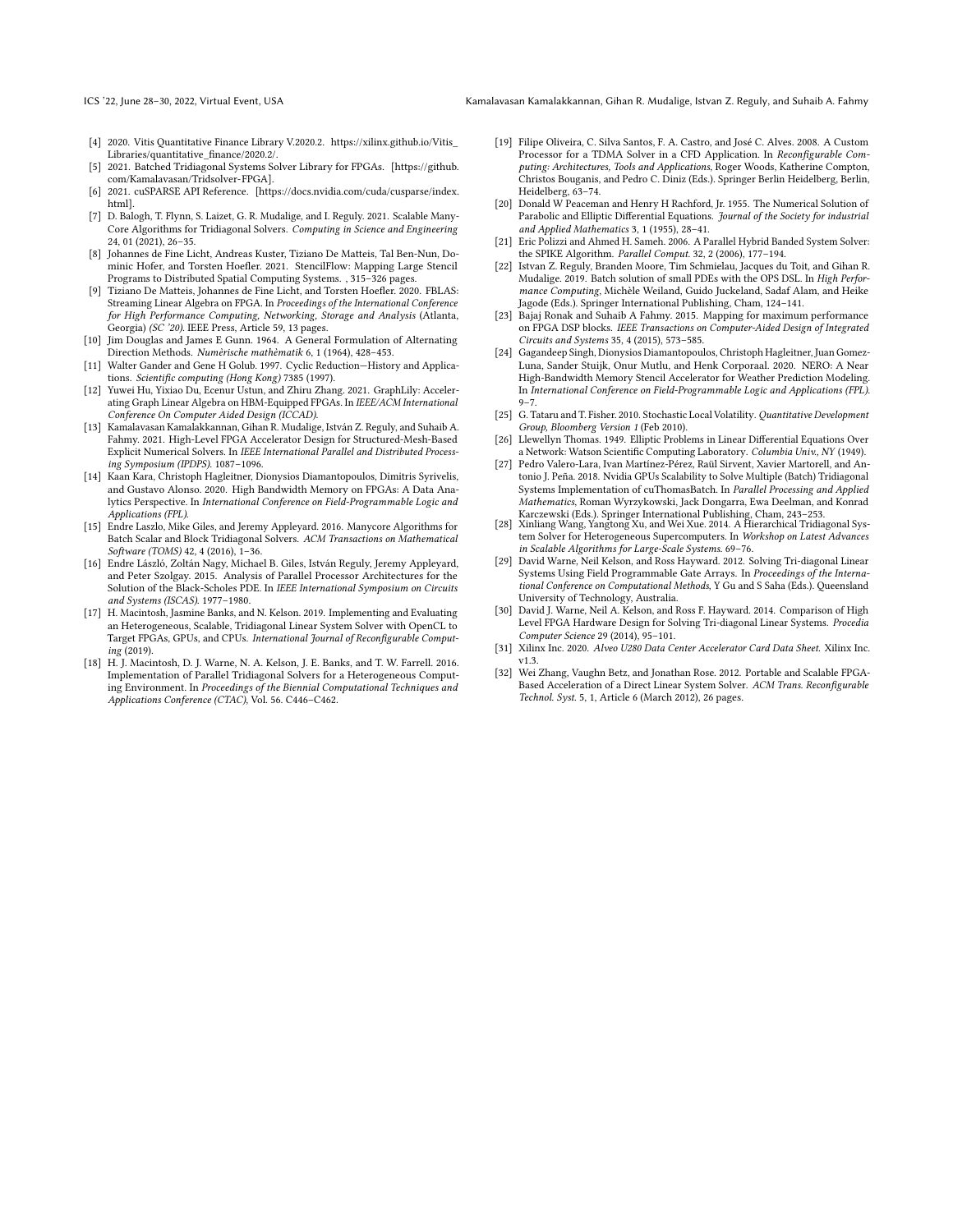[4] 2020. Vitis Quantitative Finance Library V.2020.2. https://xilinx.github.io/Vitis_Libraries/quantitative_finance/2020.2/.

[5] 2021. Batched Tridiagonal Systems Solver Library for FPGAs. [https://github.com/Kamalavasan/Tridsolver-FPGA].

[6] 2021. cuSPARSE API Reference. [https://docs.nvidia.com/cuda/cusparse/index.html].

[7] D. Balogh, T. Flynn, S. Laizet, G. R. Mudalige, and I. Reguly. 2021. Scalable Many-Core Algorithms for Tridiagonal Solvers. *Computing in Science and Engineering* 24, 01 (2021), 26–35.

[8] Johannes de Fine Licht, Andreas Kuster, Tiziano De Matteis, Tal Ben-Nun, Dominic Hofer, and Torsten Hoefler. 2021. StencilFlow: Mapping Large Stencil Programs to Distributed Spatial Computing Systems. , 315–326 pages.

[9] Tiziano De Matteis, Johannes de Fine Licht, and Torsten Hoefler. 2020. FBLAS: Streaming Linear Algebra on FPGA. In *Proceedings of the International Conference for High Performance Computing, Networking, Storage and Analysis* (Atlanta, Georgia) *(SC '20)*. IEEE Press, Article 59, 13 pages.

[10] Jim Douglas and James E Gunn. 1964. A General Formulation of Alternating Direction Methods. *Numerische mathematik* 6, 1 (1964), 428–453.

[11] Walter Gander and Gene H Golub. 1997. Cyclic Reduction—History and Applications. *Scientific computing (Hong Kong)* 7385 (1997).

[12] Yuwei Hu, Yixiao Du, Ecenur Ustun, and Zhiru Zhang. 2021. GraphLily: Accelerating Graph Linear Algebra on HBM-Equipped FPGAs. In *IEEE/ACM International Conference On Computer Aided Design (ICCAD)*.

[13] Kamalavasan Kamalakkannan, Gihan R. Mudalige, István Z. Reguly, and Suhaib A. Fahmy. 2021. High-Level FPGA Accelerator Design for Structured-Mesh-Based Explicit Numerical Solvers. In *IEEE International Parallel and Distributed Processing Symposium (IPDPS)*. 1087–1096.

[14] Kaan Kara, Christoph Hagleitner, Dionysios Diamantopoulos, Dimitris Syrivelis, and Gustavo Alonso. 2020. High Bandwidth Memory on FPGAs: A Data Analytics Perspective. In *International Conference on Field-Programmable Logic and Applications (FPL)*.

[15] Endre Laszlo, Mike Giles, and Jeremy Appleyard. 2016. Manycore Algorithms for Batch Scalar and Block Tridiagonal Solvers. *ACM Transactions on Mathematical Software (TOMS)* 42, 4 (2016), 1–36.

[16] Endre László, Zoltán Nagy, Michael B. Giles, István Reguly, Jeremy Appleyard, and Peter Szolgay. 2015. Analysis of Parallel Processor Architectures for the Solution of the Black-Scholes PDE. In *IEEE International Symposium on Circuits and Systems (ISCAS)*. 1977–1980.

[17] H. Macintosh, Jasmine Banks, and N. Kelson. 2019. Implementing and Evaluating an Heterogeneous, Scalable, Tridiagonal Linear System Solver with OpenCL to Target FPGAs, GPUs, and CPUs. *International Journal of Reconfigurable Computing* (2019).

[18] H. J. Macintosh, D. J. Warne, N. A. Kelson, J. E. Banks, and T. W. Farrell. 2016. Implementation of Parallel Tridiagonal Solvers for a Heterogeneous Computing Environment. In *Proceedings of the Biennial Computational Techniques and Applications Conference (CTAC)*, Vol. 56. C446–C462.

[19] Filipe Oliveira, C. Silva Santos, F. A. Castro, and José C. Alves. 2008. A Custom Processor for a TDMA Solver in a CFD Application. In *Reconfigurable Computing: Architectures, Tools and Applications*, Roger Woods, Katherine Compton, Christos Bouganis, and Pedro C. Diniz (Eds.). Springer Berlin Heidelberg, Berlin, Heidelberg, 63–74.

[20] Donald W Peaceman and Henry H Rachford, Jr. 1955. The Numerical Solution of Parabolic and Elliptic Differential Equations. *Journal of the Society for industrial and Applied Mathematics* 3, 1 (1955), 28–41.

[21] Eric Polizzi and Ahmed H. Sameh. 2006. A Parallel Hybrid Banded System Solver: the SPIKE Algorithm. *Parallel Comput.* 32, 2 (2006), 177–194.

[22] Istvan Z. Reguly, Branden Moore, Tim Schmielau, Jacques du Toit, and Gihan R. Mudalige. 2019. Batch solution of small PDEs with the OPS DSL. In *High Performance Computing*, Michèle Weiland, Guido Juckeland, Sadaf Alam, and Heike Jagode (Eds.). Springer International Publishing, Cham, 124–141.

[23] Bajaj Ronak and Suhaib A Fahmy. 2015. Mapping for maximum performance on FPGA DSP blocks. *IEEE Transactions on Computer-Aided Design of Integrated Circuits and Systems* 35, 4 (2015), 573–585.

[24] Gagandeep Singh, Dionysios Diamantopoulos, Christoph Hagleitner, Juan Gomez-Luna, Sander Stuijk, Onur Mutlu, and Henk Corporaal. 2020. NERO: A Near High-Bandwidth Memory Stencil Accelerator for Weather Prediction Modeling. In *International Conference on Field-Programmable Logic and Applications (FPL)*. 9–7.

[25] G. Tataru and T. Fisher. 2010. Stochastic Local Volatility. *Quantitative Development Group, Bloomberg Version 1* (Feb 2010).

[26] Llewellyn Thomas. 1949. Elliptic Problems in Linear Differential Equations Over a Network: Watson Scientific Computing Laboratory. *Columbia Univ., NY* (1949).

[27] Pedro Valero-Lara, Ivan Martínez-Pérez, Raül Sirvent, Xavier Martorell, and Antonio J. Peña. 2018. Nvidia GPUs Scalability to Solve Multiple (Batch) Tridiagonal Systems Implementation of cuThomasBatch. In *Parallel Processing and Applied Mathematics*, Roman Wyrzykowski, Jack Dongarra, Ewa Deelman, and Konrad Karczewski (Eds.). Springer International Publishing, Cham, 243–253.

[28] Xinliang Wang, Yangtong Xu, and Wei Xue. 2014. A Hierarchical Tridiagonal System Solver for Heterogeneous Supercomputers. In *Workshop on Latest Advances in Scalable Algorithms for Large-Scale Systems*. 69–76.

[29] David Warne, Neil Kelson, and Ross Hayward. 2012. Solving Tri-diagonal Linear Systems Using Field Programmable Gate Arrays. In *Proceedings of the International Conference on Computational Methods*, Y Gu and S Saha (Eds.). Queensland University of Technology, Australia.

[30] David J. Warne, Neil A. Kelson, and Ross F. Hayward. 2014. Comparison of High Level FPGA Hardware Design for Solving Tri-diagonal Linear Systems. *Procedia Computer Science* 29 (2014), 95–101.

[31] Xilinx Inc. 2020. *Alveo U280 Data Center Accelerator Card Data Sheet.* Xilinx Inc. v1.3.

[32] Wei Zhang, Vaughn Betz, and Jonathan Rose. 2012. Portable and Scalable FPGA-Based Acceleration of a Direct Linear System Solver. *ACM Trans. Reconfigurable Technol. Syst.* 5, 1, Article 6 (March 2012), 26 pages.